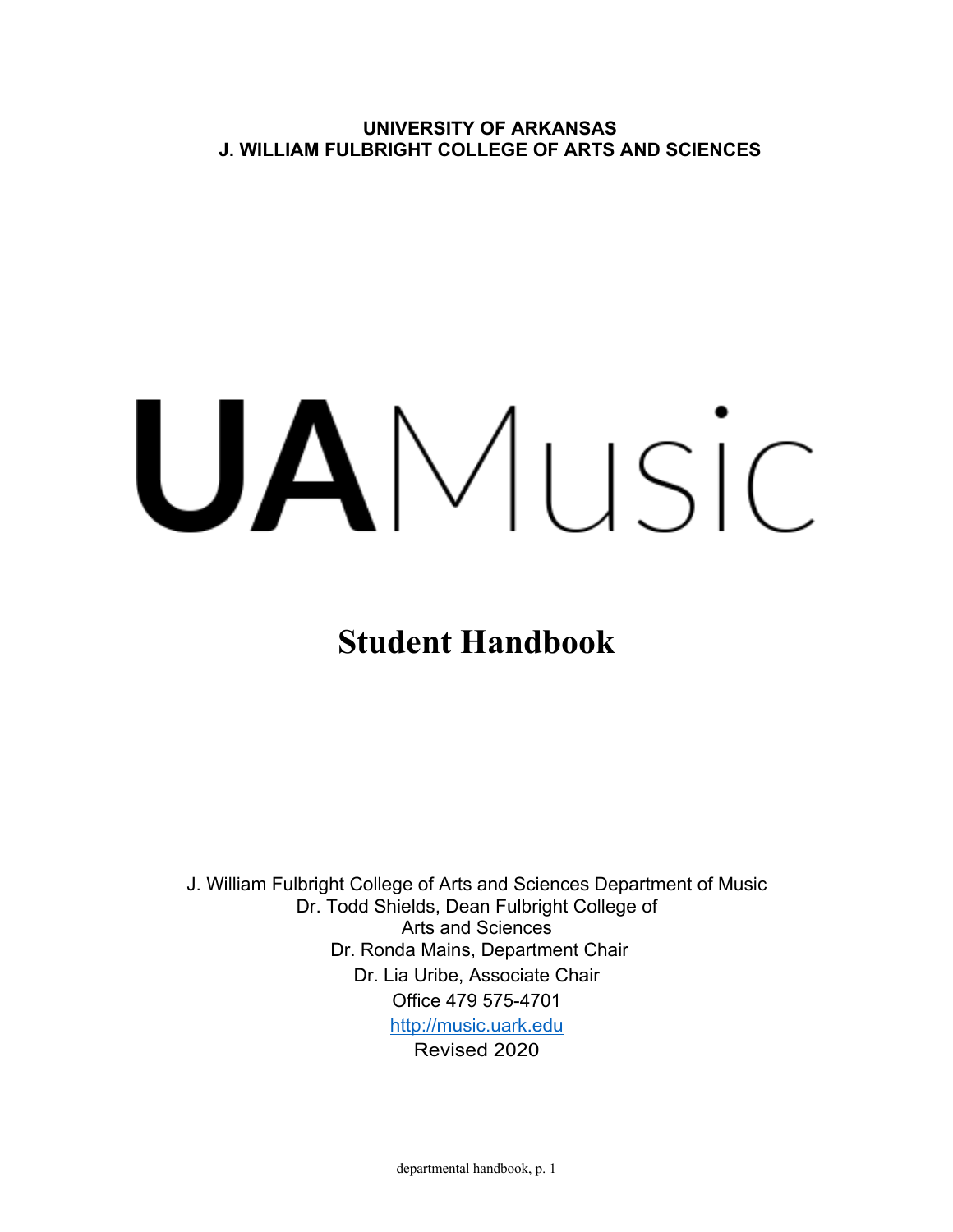**UNIVERSITY OF ARKANSAS**
**J. WILLIAM FULBRIGHT COLLEGE OF ARTS AND SCIENCES**

# UAMusic

## Student Handbook

J. William Fulbright College of Arts and Sciences Department of Music
Dr. Todd Shields, Dean Fulbright College of
Arts and Sciences
Dr. Ronda Mains, Department Chair
Dr. Lia Uribe, Associate Chair
Office 479 575-4701
http://music.uark.edu
Revised 2020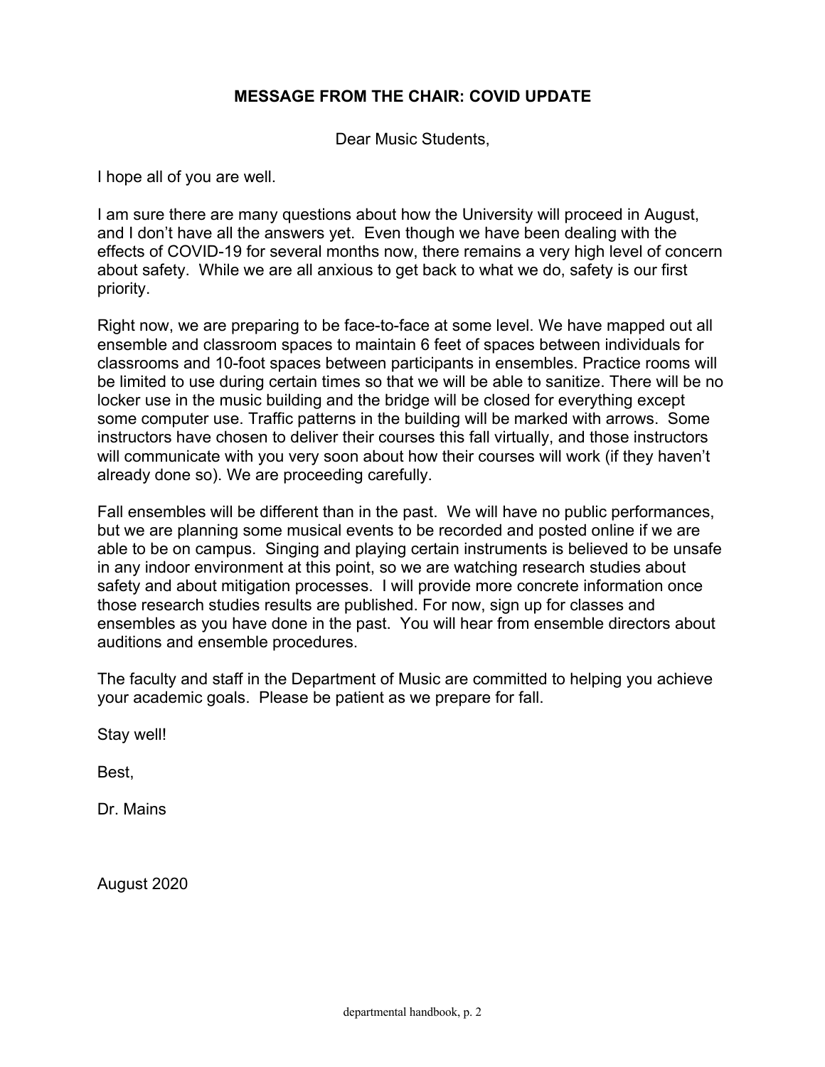## MESSAGE FROM THE CHAIR: COVID UPDATE

Dear Music Students,

I hope all of you are well.

I am sure there are many questions about how the University will proceed in August, and I don't have all the answers yet. Even though we have been dealing with the effects of COVID-19 for several months now, there remains a very high level of concern about safety. While we are all anxious to get back to what we do, safety is our first priority.

Right now, we are preparing to be face-to-face at some level. We have mapped out all ensemble and classroom spaces to maintain 6 feet of spaces between individuals for classrooms and 10-foot spaces between participants in ensembles. Practice rooms will be limited to use during certain times so that we will be able to sanitize. There will be no locker use in the music building and the bridge will be closed for everything except some computer use. Traffic patterns in the building will be marked with arrows. Some instructors have chosen to deliver their courses this fall virtually, and those instructors will communicate with you very soon about how their courses will work (if they haven't already done so). We are proceeding carefully.

Fall ensembles will be different than in the past. We will have no public performances, but we are planning some musical events to be recorded and posted online if we are able to be on campus. Singing and playing certain instruments is believed to be unsafe in any indoor environment at this point, so we are watching research studies about safety and about mitigation processes. I will provide more concrete information once those research studies results are published. For now, sign up for classes and ensembles as you have done in the past. You will hear from ensemble directors about auditions and ensemble procedures.

The faculty and staff in the Department of Music are committed to helping you achieve your academic goals. Please be patient as we prepare for fall.

Stay well!

Best,

Dr. Mains

August 2020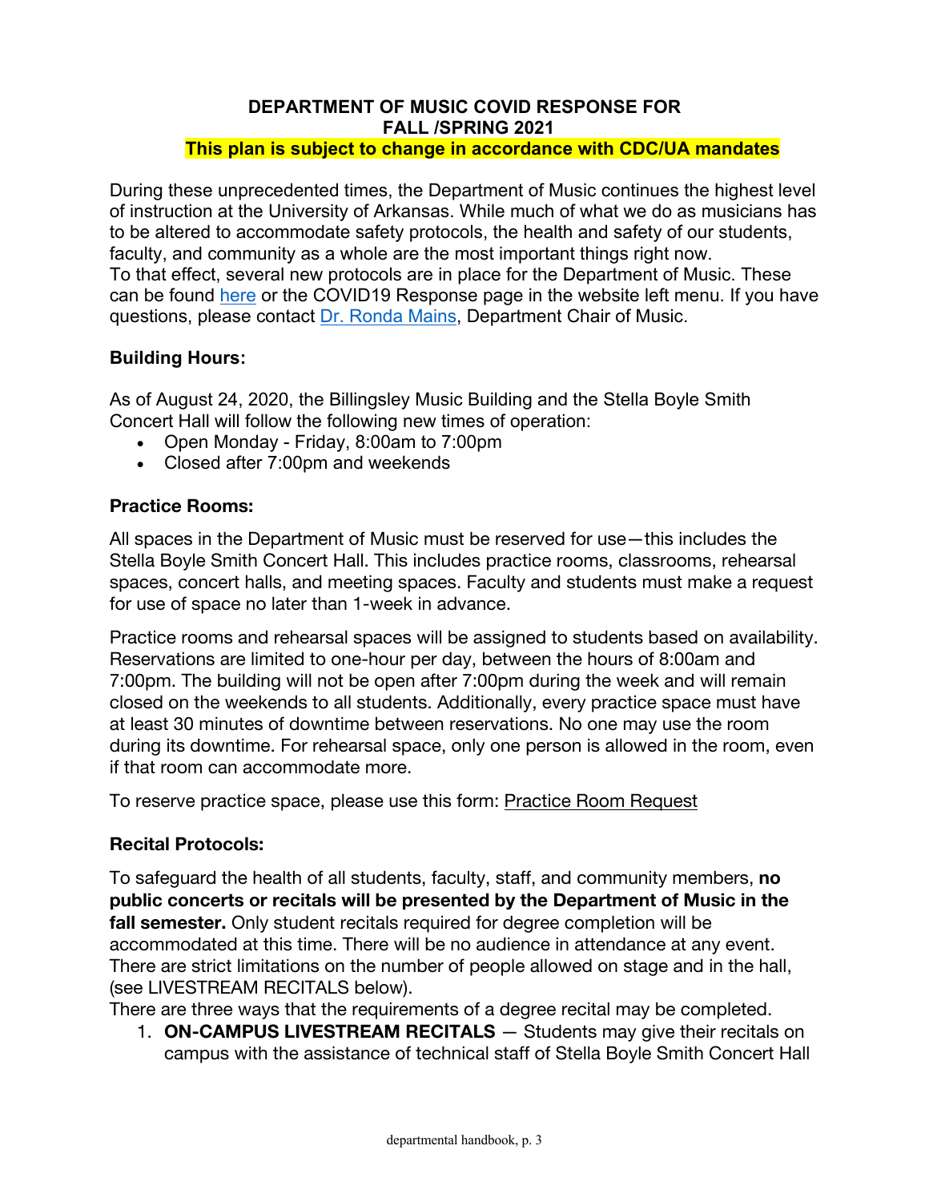# DEPARTMENT OF MUSIC COVID RESPONSE FOR FALL /SPRING 2021

**This plan is subject to change in accordance with CDC/UA mandates**

During these unprecedented times, the Department of Music continues the highest level of instruction at the University of Arkansas. While much of what we do as musicians has to be altered to accommodate safety protocols, the health and safety of our students, faculty, and community as a whole are the most important things right now. To that effect, several new protocols are in place for the Department of Music. These can be found here or the COVID19 Response page in the website left menu. If you have questions, please contact Dr. Ronda Mains, Department Chair of Music.

**Building Hours:**

As of August 24, 2020, the Billingsley Music Building and the Stella Boyle Smith Concert Hall will follow the following new times of operation:

- Open Monday - Friday, 8:00am to 7:00pm
- Closed after 7:00pm and weekends

**Practice Rooms:**

All spaces in the Department of Music must be reserved for use—this includes the Stella Boyle Smith Concert Hall. This includes practice rooms, classrooms, rehearsal spaces, concert halls, and meeting spaces. Faculty and students must make a request for use of space no later than 1-week in advance.

Practice rooms and rehearsal spaces will be assigned to students based on availability. Reservations are limited to one-hour per day, between the hours of 8:00am and 7:00pm. The building will not be open after 7:00pm during the week and will remain closed on the weekends to all students. Additionally, every practice space must have at least 30 minutes of downtime between reservations. No one may use the room during its downtime. For rehearsal space, only one person is allowed in the room, even if that room can accommodate more.

To reserve practice space, please use this form: Practice Room Request

**Recital Protocols:**

To safeguard the health of all students, faculty, staff, and community members, **no public concerts or recitals will be presented by the Department of Music in the fall semester.** Only student recitals required for degree completion will be accommodated at this time. There will be no audience in attendance at any event. There are strict limitations on the number of people allowed on stage and in the hall, (see LIVESTREAM RECITALS below).

There are three ways that the requirements of a degree recital may be completed.

1. **ON-CAMPUS LIVESTREAM RECITALS** — Students may give their recitals on campus with the assistance of technical staff of Stella Boyle Smith Concert Hall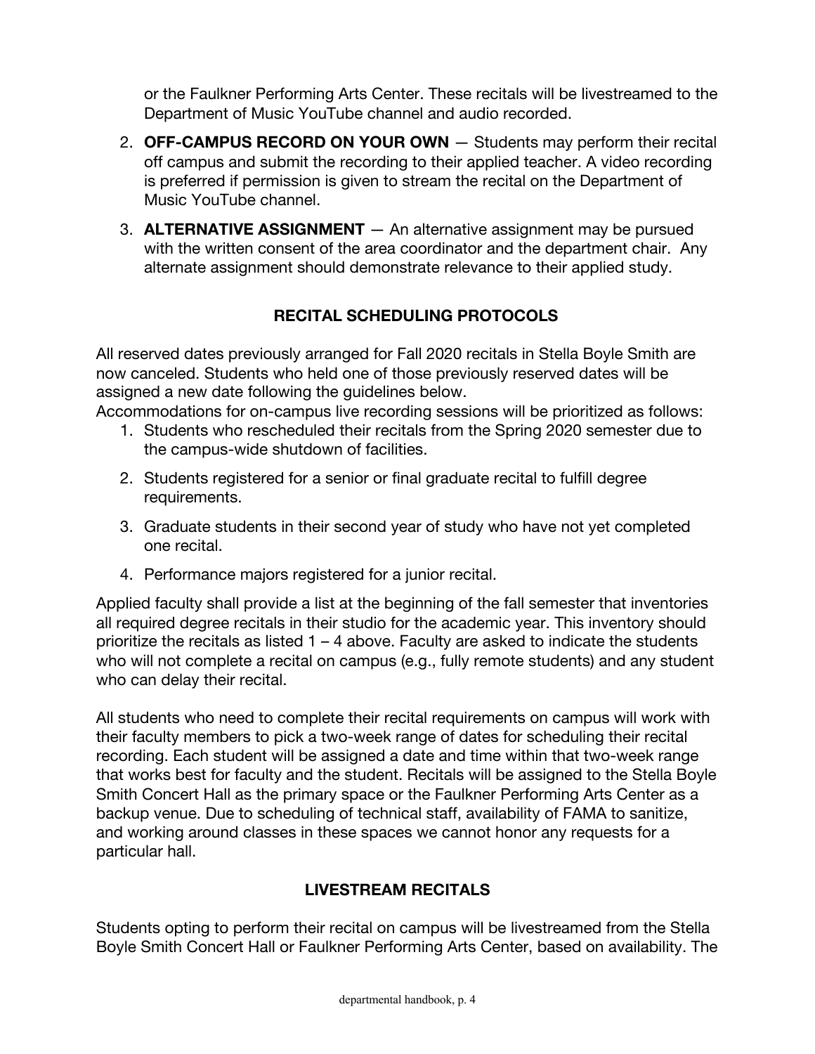or the Faulkner Performing Arts Center. These recitals will be livestreamed to the Department of Music YouTube channel and audio recorded.

2. **OFF-CAMPUS RECORD ON YOUR OWN** — Students may perform their recital off campus and submit the recording to their applied teacher. A video recording is preferred if permission is given to stream the recital on the Department of Music YouTube channel.

3. **ALTERNATIVE ASSIGNMENT** — An alternative assignment may be pursued with the written consent of the area coordinator and the department chair. Any alternate assignment should demonstrate relevance to their applied study.

### RECITAL SCHEDULING PROTOCOLS

All reserved dates previously arranged for Fall 2020 recitals in Stella Boyle Smith are now canceled. Students who held one of those previously reserved dates will be assigned a new date following the guidelines below.
Accommodations for on-campus live recording sessions will be prioritized as follows:

1. Students who rescheduled their recitals from the Spring 2020 semester due to the campus-wide shutdown of facilities.
2. Students registered for a senior or final graduate recital to fulfill degree requirements.
3. Graduate students in their second year of study who have not yet completed one recital.
4. Performance majors registered for a junior recital.

Applied faculty shall provide a list at the beginning of the fall semester that inventories all required degree recitals in their studio for the academic year. This inventory should prioritize the recitals as listed 1 – 4 above. Faculty are asked to indicate the students who will not complete a recital on campus (e.g., fully remote students) and any student who can delay their recital.

All students who need to complete their recital requirements on campus will work with their faculty members to pick a two-week range of dates for scheduling their recital recording. Each student will be assigned a date and time within that two-week range that works best for faculty and the student. Recitals will be assigned to the Stella Boyle Smith Concert Hall as the primary space or the Faulkner Performing Arts Center as a backup venue. Due to scheduling of technical staff, availability of FAMA to sanitize, and working around classes in these spaces we cannot honor any requests for a particular hall.

### LIVESTREAM RECITALS

Students opting to perform their recital on campus will be livestreamed from the Stella Boyle Smith Concert Hall or Faulkner Performing Arts Center, based on availability. The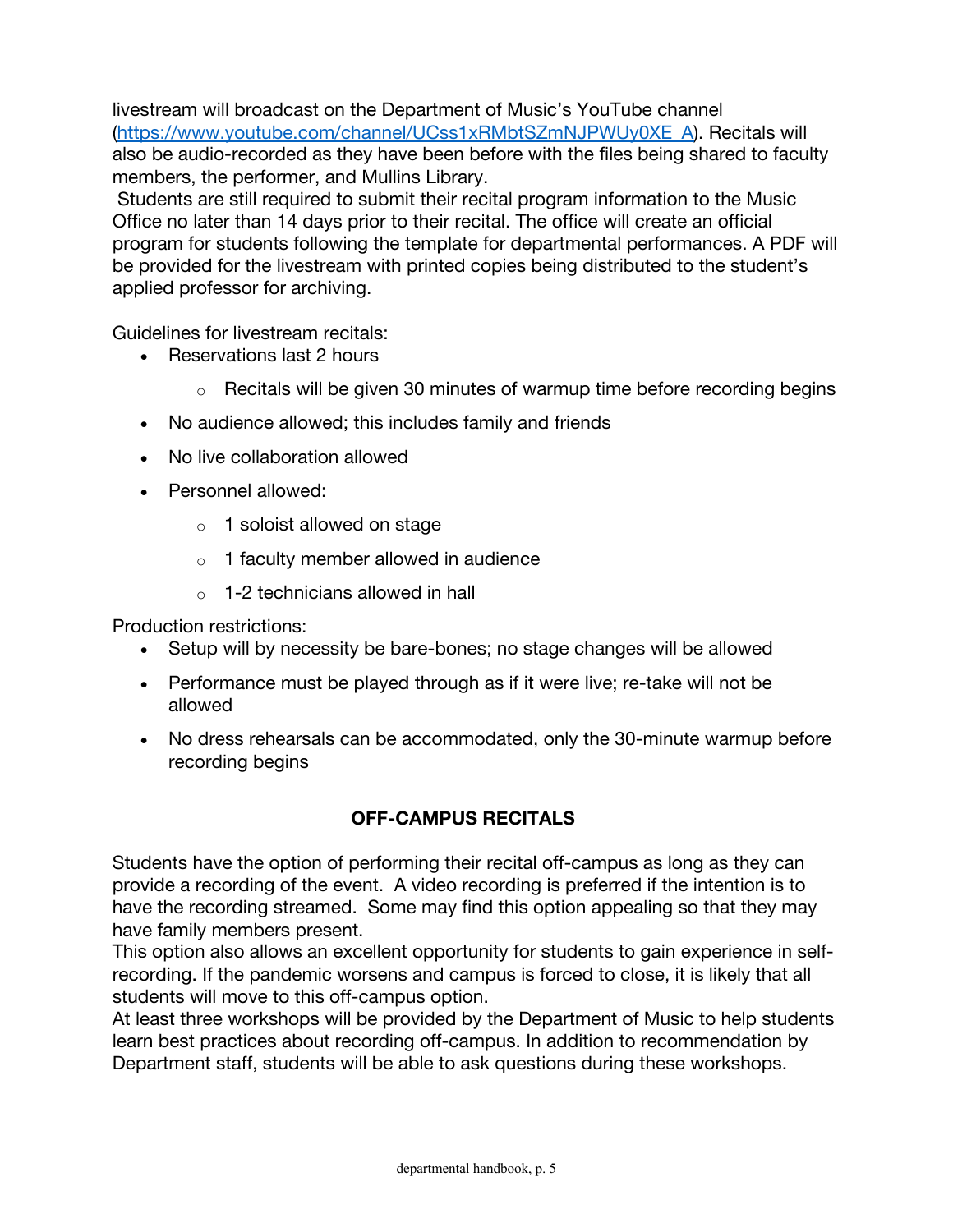livestream will broadcast on the Department of Music's YouTube channel ([https://www.youtube.com/channel/UCss1xRMbtSZmNJPWUy0XE_A](https://www.youtube.com/channel/UCss1xRMbtSZmNJPWUy0XE_A)). Recitals will also be audio-recorded as they have been before with the files being shared to faculty members, the performer, and Mullins Library.

Students are still required to submit their recital program information to the Music Office no later than 14 days prior to their recital. The office will create an official program for students following the template for departmental performances. A PDF will be provided for the livestream with printed copies being distributed to the student's applied professor for archiving.

Guidelines for livestream recitals:

- Reservations last 2 hours
    - Recitals will be given 30 minutes of warmup time before recording begins
- No audience allowed; this includes family and friends
- No live collaboration allowed
- Personnel allowed:
    - 1 soloist allowed on stage
    - 1 faculty member allowed in audience
    - 1-2 technicians allowed in hall

Production restrictions:

- Setup will by necessity be bare-bones; no stage changes will be allowed
- Performance must be played through as if it were live; re-take will not be allowed
- No dress rehearsals can be accommodated, only the 30-minute warmup before recording begins

## OFF-CAMPUS RECITALS

Students have the option of performing their recital off-campus as long as they can provide a recording of the event. A video recording is preferred if the intention is to have the recording streamed. Some may find this option appealing so that they may have family members present.

This option also allows an excellent opportunity for students to gain experience in self-recording. If the pandemic worsens and campus is forced to close, it is likely that all students will move to this off-campus option.

At least three workshops will be provided by the Department of Music to help students learn best practices about recording off-campus. In addition to recommendation by Department staff, students will be able to ask questions during these workshops.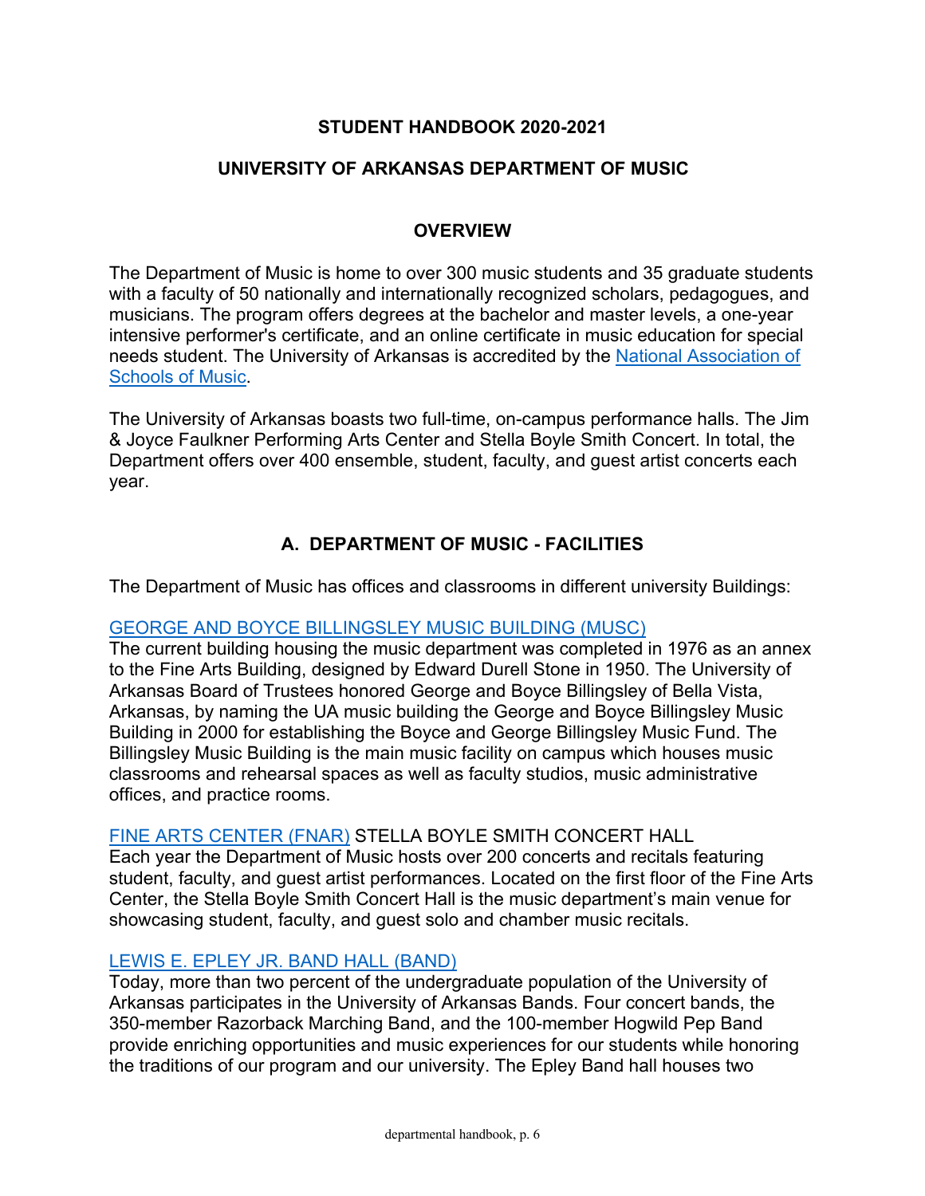## STUDENT HANDBOOK 2020-2021

## UNIVERSITY OF ARKANSAS DEPARTMENT OF MUSIC

### OVERVIEW

The Department of Music is home to over 300 music students and 35 graduate students with a faculty of 50 nationally and internationally recognized scholars, pedagogues, and musicians. The program offers degrees at the bachelor and master levels, a one-year intensive performer's certificate, and an online certificate in music education for special needs student. The University of Arkansas is accredited by the National Association of Schools of Music.

The University of Arkansas boasts two full-time, on-campus performance halls. The Jim & Joyce Faulkner Performing Arts Center and Stella Boyle Smith Concert. In total, the Department offers over 400 ensemble, student, faculty, and guest artist concerts each year.

### A. DEPARTMENT OF MUSIC - FACILITIES

The Department of Music has offices and classrooms in different university Buildings:

GEORGE AND BOYCE BILLINGSLEY MUSIC BUILDING (MUSC)
The current building housing the music department was completed in 1976 as an annex to the Fine Arts Building, designed by Edward Durell Stone in 1950. The University of Arkansas Board of Trustees honored George and Boyce Billingsley of Bella Vista, Arkansas, by naming the UA music building the George and Boyce Billingsley Music Building in 2000 for establishing the Boyce and George Billingsley Music Fund. The Billingsley Music Building is the main music facility on campus which houses music classrooms and rehearsal spaces as well as faculty studios, music administrative offices, and practice rooms.

FINE ARTS CENTER (FNAR) STELLA BOYLE SMITH CONCERT HALL
Each year the Department of Music hosts over 200 concerts and recitals featuring student, faculty, and guest artist performances. Located on the first floor of the Fine Arts Center, the Stella Boyle Smith Concert Hall is the music department's main venue for showcasing student, faculty, and guest solo and chamber music recitals.

LEWIS E. EPLEY JR. BAND HALL (BAND)
Today, more than two percent of the undergraduate population of the University of Arkansas participates in the University of Arkansas Bands. Four concert bands, the 350-member Razorback Marching Band, and the 100-member Hogwild Pep Band provide enriching opportunities and music experiences for our students while honoring the traditions of our program and our university. The Epley Band hall houses two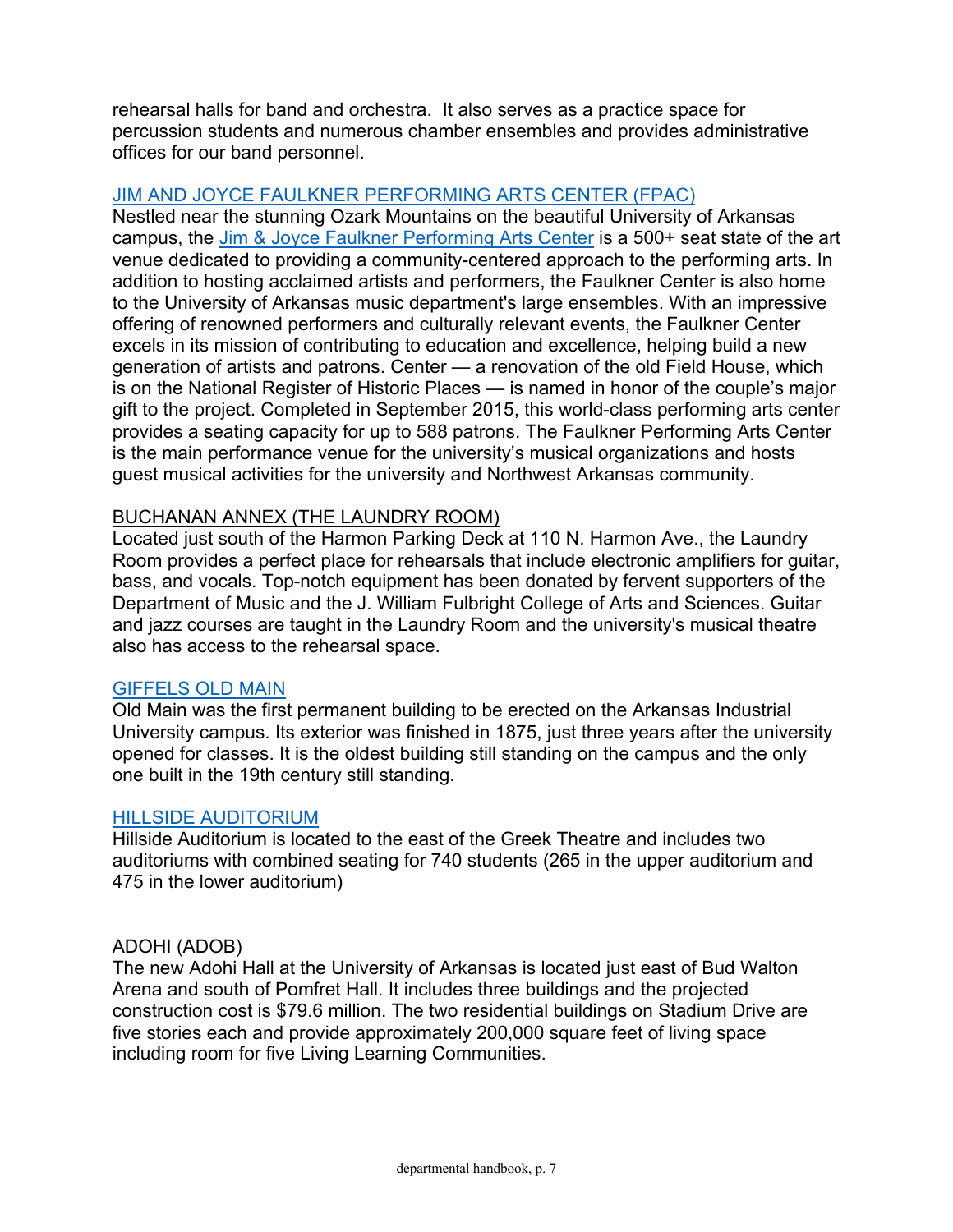rehearsal halls for band and orchestra. It also serves as a practice space for percussion students and numerous chamber ensembles and provides administrative offices for our band personnel.

## JIM AND JOYCE FAULKNER PERFORMING ARTS CENTER (FPAC)

Nestled near the stunning Ozark Mountains on the beautiful University of Arkansas campus, the Jim & Joyce Faulkner Performing Arts Center is a 500+ seat state of the art venue dedicated to providing a community-centered approach to the performing arts. In addition to hosting acclaimed artists and performers, the Faulkner Center is also home to the University of Arkansas music department's large ensembles. With an impressive offering of renowned performers and culturally relevant events, the Faulkner Center excels in its mission of contributing to education and excellence, helping build a new generation of artists and patrons. Center — a renovation of the old Field House, which is on the National Register of Historic Places — is named in honor of the couple's major gift to the project. Completed in September 2015, this world-class performing arts center provides a seating capacity for up to 588 patrons. The Faulkner Performing Arts Center is the main performance venue for the university's musical organizations and hosts guest musical activities for the university and Northwest Arkansas community.

## BUCHANAN ANNEX (THE LAUNDRY ROOM)

Located just south of the Harmon Parking Deck at 110 N. Harmon Ave., the Laundry Room provides a perfect place for rehearsals that include electronic amplifiers for guitar, bass, and vocals. Top-notch equipment has been donated by fervent supporters of the Department of Music and the J. William Fulbright College of Arts and Sciences. Guitar and jazz courses are taught in the Laundry Room and the university's musical theatre also has access to the rehearsal space.

## GIFFELS OLD MAIN

Old Main was the first permanent building to be erected on the Arkansas Industrial University campus. Its exterior was finished in 1875, just three years after the university opened for classes. It is the oldest building still standing on the campus and the only one built in the 19th century still standing.

## HILLSIDE AUDITORIUM

Hillside Auditorium is located to the east of the Greek Theatre and includes two auditoriums with combined seating for 740 students (265 in the upper auditorium and 475 in the lower auditorium)

## ADOHI (ADOB)

The new Adohi Hall at the University of Arkansas is located just east of Bud Walton Arena and south of Pomfret Hall. It includes three buildings and the projected construction cost is $79.6 million. The two residential buildings on Stadium Drive are five stories each and provide approximately 200,000 square feet of living space including room for five Living Learning Communities.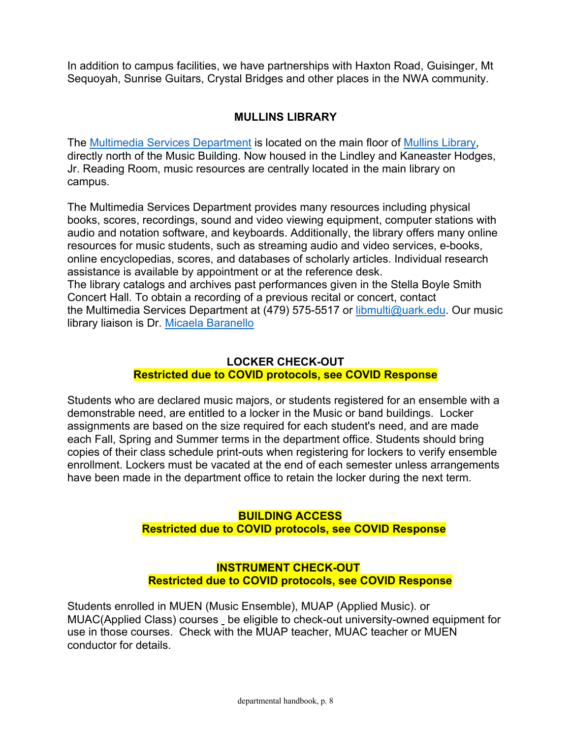In addition to campus facilities, we have partnerships with Haxton Road, Guisinger, Mt Sequoyah, Sunrise Guitars, Crystal Bridges and other places in the NWA community.

## MULLINS LIBRARY

The Multimedia Services Department is located on the main floor of Mullins Library, directly north of the Music Building. Now housed in the Lindley and Kaneaster Hodges, Jr. Reading Room, music resources are centrally located in the main library on campus.

The Multimedia Services Department provides many resources including physical books, scores, recordings, sound and video viewing equipment, computer stations with audio and notation software, and keyboards. Additionally, the library offers many online resources for music students, such as streaming audio and video services, e-books, online encyclopedias, scores, and databases of scholarly articles. Individual research assistance is available by appointment or at the reference desk.
The library catalogs and archives past performances given in the Stella Boyle Smith Concert Hall. To obtain a recording of a previous recital or concert, contact the Multimedia Services Department at (479) 575-5517 or libmulti@uark.edu. Our music library liaison is Dr. Micaela Baranello

## LOCKER CHECK-OUT

**Restricted due to COVID protocols, see COVID Response**

Students who are declared music majors, or students registered for an ensemble with a demonstrable need, are entitled to a locker in the Music or band buildings. Locker assignments are based on the size required for each student's need, and are made each Fall, Spring and Summer terms in the department office. Students should bring copies of their class schedule print-outs when registering for lockers to verify ensemble enrollment. Lockers must be vacated at the end of each semester unless arrangements have been made in the department office to retain the locker during the next term.

## BUILDING ACCESS

**Restricted due to COVID protocols, see COVID Response**

## INSTRUMENT CHECK-OUT

**Restricted due to COVID protocols, see COVID Response**

Students enrolled in MUEN (Music Ensemble), MUAP (Applied Music). or MUAC(Applied Class) courses _ be eligible to check-out university-owned equipment for use in those courses. Check with the MUAP teacher, MUAC teacher or MUEN conductor for details.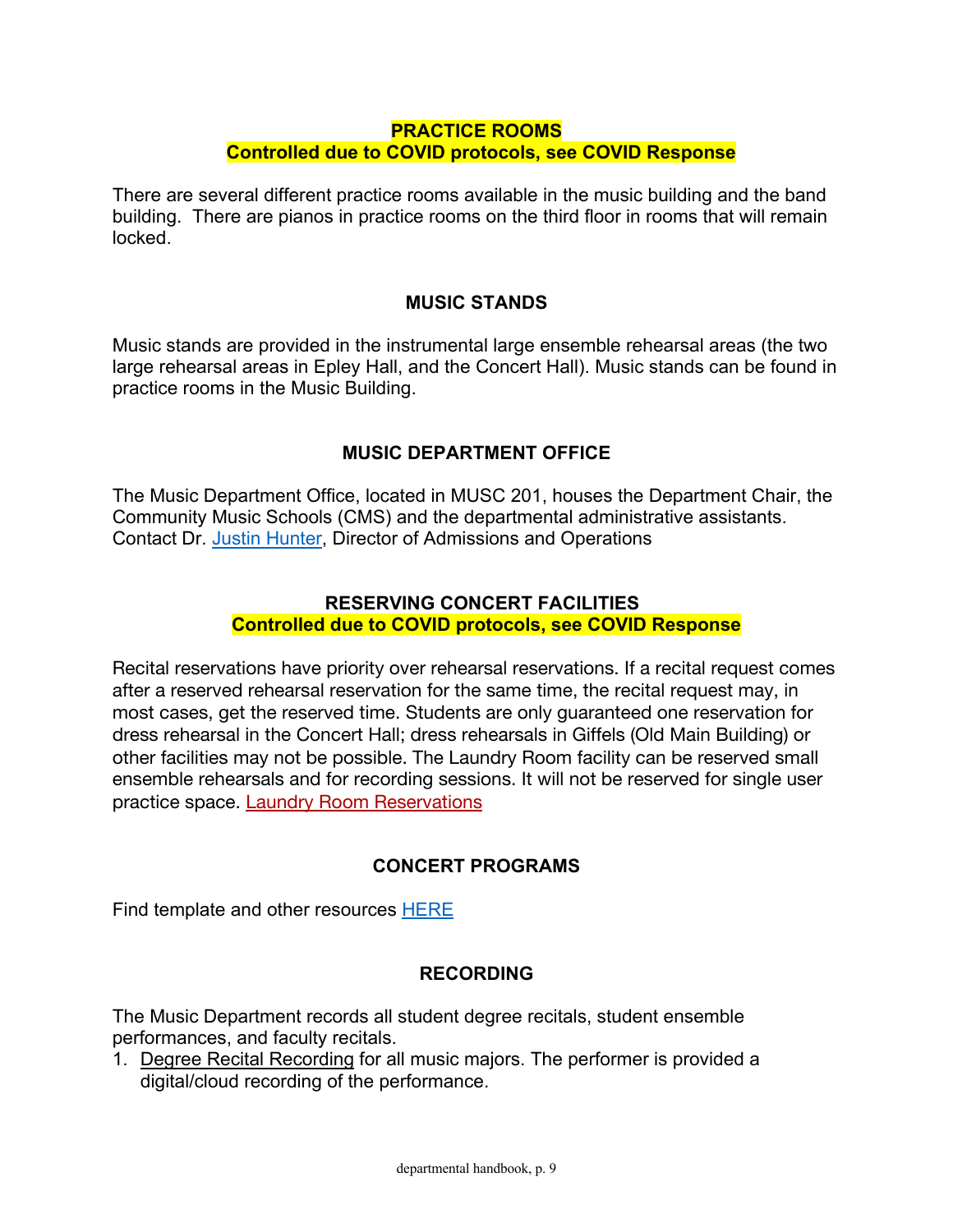## PRACTICE ROOMS

**Controlled due to COVID protocols, see COVID Response**

There are several different practice rooms available in the music building and the band building. There are pianos in practice rooms on the third floor in rooms that will remain locked.

## MUSIC STANDS

Music stands are provided in the instrumental large ensemble rehearsal areas (the two large rehearsal areas in Epley Hall, and the Concert Hall). Music stands can be found in practice rooms in the Music Building.

## MUSIC DEPARTMENT OFFICE

The Music Department Office, located in MUSC 201, houses the Department Chair, the Community Music Schools (CMS) and the departmental administrative assistants. Contact Dr. Justin Hunter, Director of Admissions and Operations

## RESERVING CONCERT FACILITIES

**Controlled due to COVID protocols, see COVID Response**

Recital reservations have priority over rehearsal reservations. If a recital request comes after a reserved rehearsal reservation for the same time, the recital request may, in most cases, get the reserved time. Students are only guaranteed one reservation for dress rehearsal in the Concert Hall; dress rehearsals in Giffels (Old Main Building) or other facilities may not be possible. The Laundry Room facility can be reserved small ensemble rehearsals and for recording sessions. It will not be reserved for single user practice space. Laundry Room Reservations

## CONCERT PROGRAMS

Find template and other resources HERE

## RECORDING

The Music Department records all student degree recitals, student ensemble performances, and faculty recitals.

1. Degree Recital Recording for all music majors. The performer is provided a digital/cloud recording of the performance.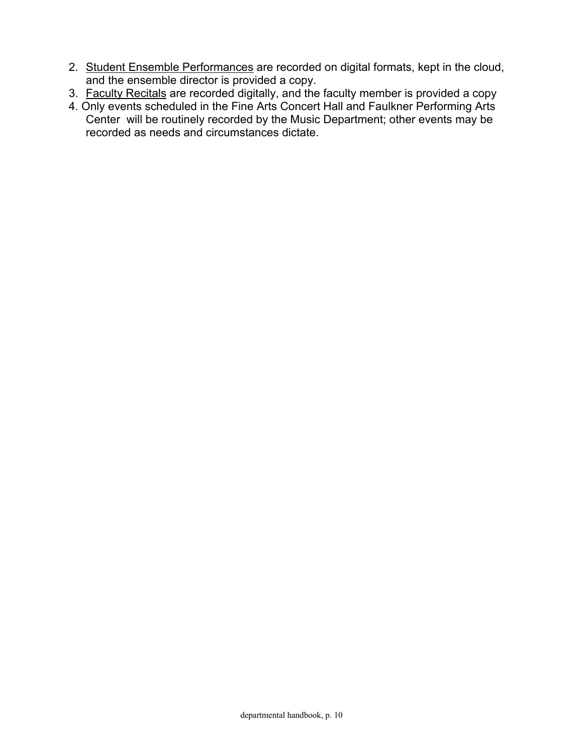2. <u>Student Ensemble Performances</u> are recorded on digital formats, kept in the cloud, and the ensemble director is provided a copy.
3. <u>Faculty Recitals</u> are recorded digitally, and the faculty member is provided a copy
4. Only events scheduled in the Fine Arts Concert Hall and Faulkner Performing Arts Center will be routinely recorded by the Music Department; other events may be recorded as needs and circumstances dictate.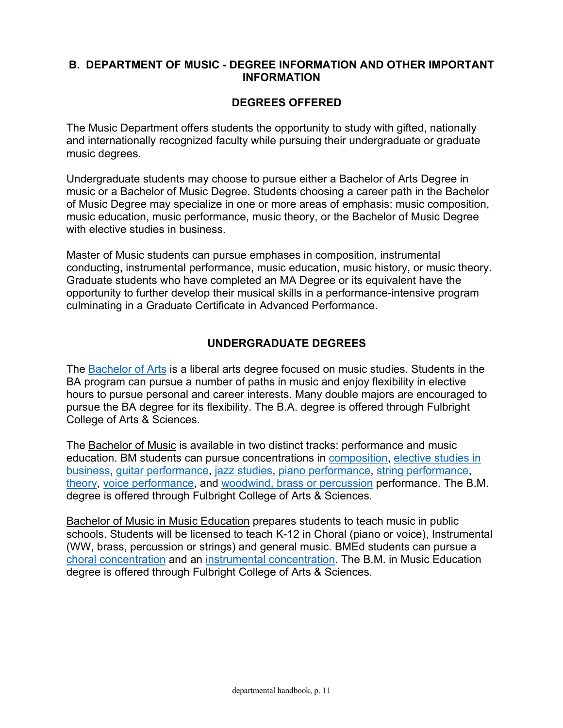## B. DEPARTMENT OF MUSIC - DEGREE INFORMATION AND OTHER IMPORTANT INFORMATION

### DEGREES OFFERED

The Music Department offers students the opportunity to study with gifted, nationally and internationally recognized faculty while pursuing their undergraduate or graduate music degrees.

Undergraduate students may choose to pursue either a Bachelor of Arts Degree in music or a Bachelor of Music Degree. Students choosing a career path in the Bachelor of Music Degree may specialize in one or more areas of emphasis: music composition, music education, music performance, music theory, or the Bachelor of Music Degree with elective studies in business.

Master of Music students can pursue emphases in composition, instrumental conducting, instrumental performance, music education, music history, or music theory. Graduate students who have completed an MA Degree or its equivalent have the opportunity to further develop their musical skills in a performance-intensive program culminating in a Graduate Certificate in Advanced Performance.

### UNDERGRADUATE DEGREES

The Bachelor of Arts is a liberal arts degree focused on music studies. Students in the BA program can pursue a number of paths in music and enjoy flexibility in elective hours to pursue personal and career interests. Many double majors are encouraged to pursue the BA degree for its flexibility. The B.A. degree is offered through Fulbright College of Arts & Sciences.

The Bachelor of Music is available in two distinct tracks: performance and music education. BM students can pursue concentrations in composition, elective studies in business, guitar performance, jazz studies, piano performance, string performance, theory, voice performance, and woodwind, brass or percussion performance. The B.M. degree is offered through Fulbright College of Arts & Sciences.

Bachelor of Music in Music Education prepares students to teach music in public schools. Students will be licensed to teach K-12 in Choral (piano or voice), Instrumental (WW, brass, percussion or strings) and general music. BMEd students can pursue a choral concentration and an instrumental concentration. The B.M. in Music Education degree is offered through Fulbright College of Arts & Sciences.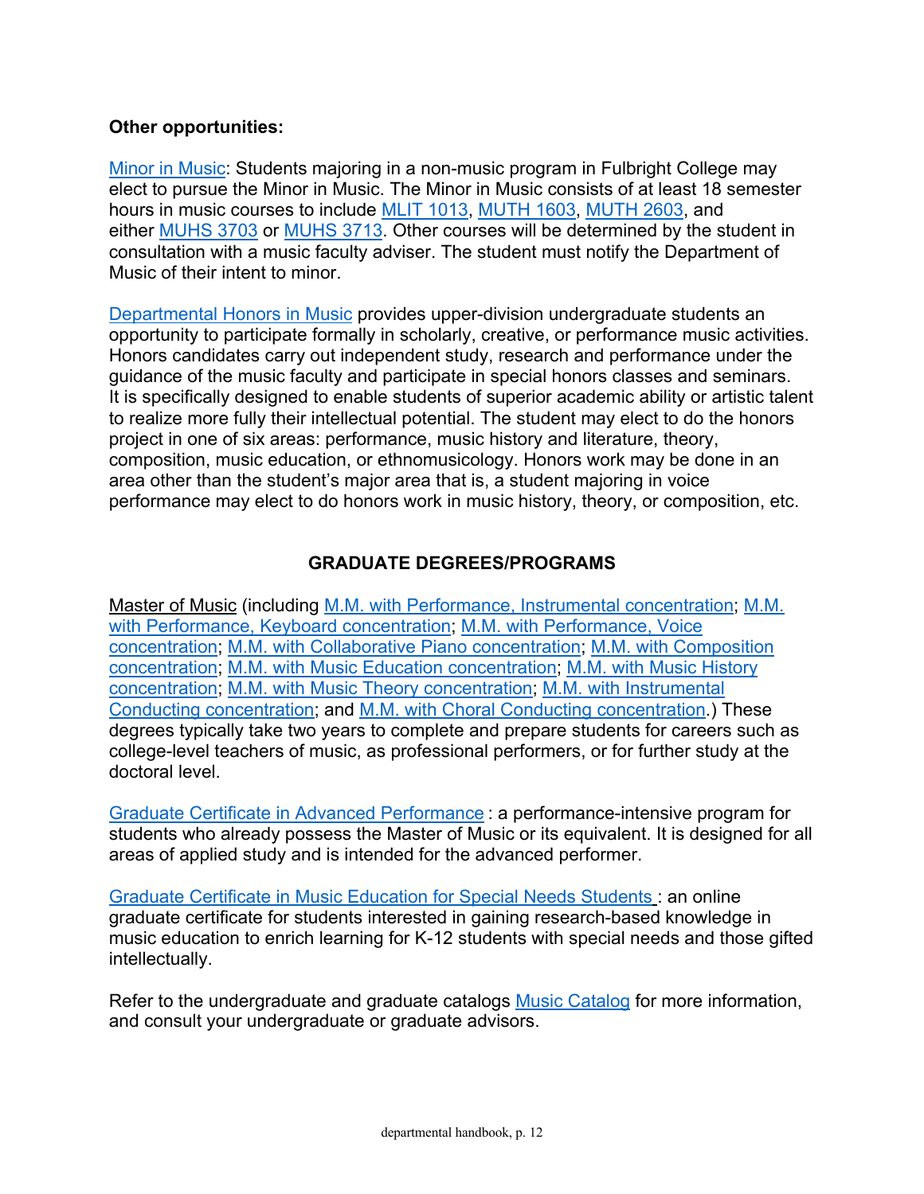**Other opportunities:**

Minor in Music: Students majoring in a non-music program in Fulbright College may elect to pursue the Minor in Music. The Minor in Music consists of at least 18 semester hours in music courses to include MLIT 1013, MUTH 1603, MUTH 2603, and either MUHS 3703 or MUHS 3713. Other courses will be determined by the student in consultation with a music faculty adviser. The student must notify the Department of Music of their intent to minor.

Departmental Honors in Music provides upper-division undergraduate students an opportunity to participate formally in scholarly, creative, or performance music activities. Honors candidates carry out independent study, research and performance under the guidance of the music faculty and participate in special honors classes and seminars. It is specifically designed to enable students of superior academic ability or artistic talent to realize more fully their intellectual potential. The student may elect to do the honors project in one of six areas: performance, music history and literature, theory, composition, music education, or ethnomusicology. Honors work may be done in an area other than the student's major area that is, a student majoring in voice performance may elect to do honors work in music history, theory, or composition, etc.

## GRADUATE DEGREES/PROGRAMS

Master of Music (including M.M. with Performance, Instrumental concentration; M.M. with Performance, Keyboard concentration; M.M. with Performance, Voice concentration; M.M. with Collaborative Piano concentration; M.M. with Composition concentration; M.M. with Music Education concentration; M.M. with Music History concentration; M.M. with Music Theory concentration; M.M. with Instrumental Conducting concentration; and M.M. with Choral Conducting concentration.) These degrees typically take two years to complete and prepare students for careers such as college-level teachers of music, as professional performers, or for further study at the doctoral level.

Graduate Certificate in Advanced Performance : a performance-intensive program for students who already possess the Master of Music or its equivalent. It is designed for all areas of applied study and is intended for the advanced performer.

Graduate Certificate in Music Education for Special Needs Students : an online graduate certificate for students interested in gaining research-based knowledge in music education to enrich learning for K-12 students with special needs and those gifted intellectually.

Refer to the undergraduate and graduate catalogs Music Catalog for more information, and consult your undergraduate or graduate advisors.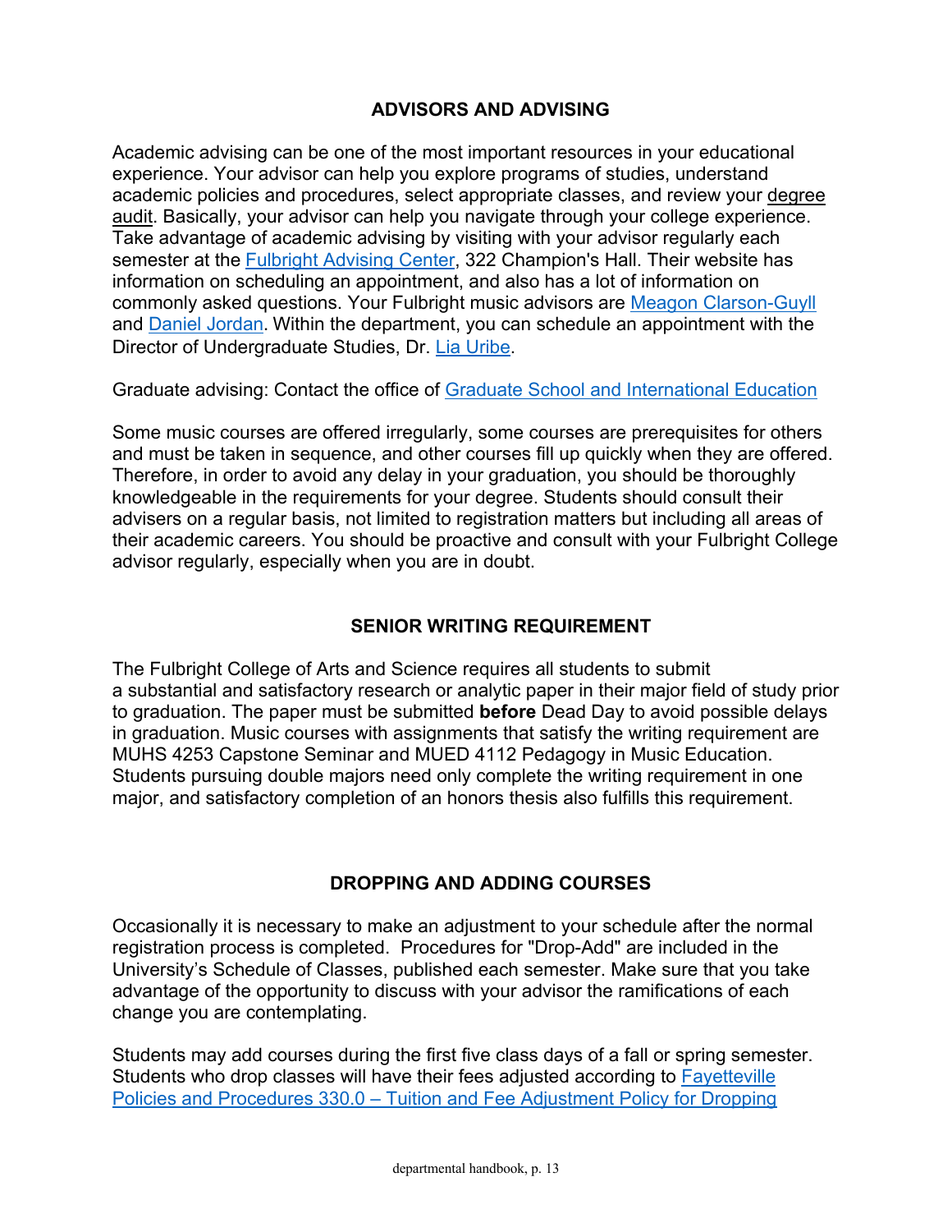## ADVISORS AND ADVISING

Academic advising can be one of the most important resources in your educational experience. Your advisor can help you explore programs of studies, understand academic policies and procedures, select appropriate classes, and review your degree audit. Basically, your advisor can help you navigate through your college experience. Take advantage of academic advising by visiting with your advisor regularly each semester at the Fulbright Advising Center, 322 Champion's Hall. Their website has information on scheduling an appointment, and also has a lot of information on commonly asked questions. Your Fulbright music advisors are Meagon Clarson-Guyll and Daniel Jordan. Within the department, you can schedule an appointment with the Director of Undergraduate Studies, Dr. Lia Uribe.

Graduate advising: Contact the office of Graduate School and International Education

Some music courses are offered irregularly, some courses are prerequisites for others and must be taken in sequence, and other courses fill up quickly when they are offered. Therefore, in order to avoid any delay in your graduation, you should be thoroughly knowledgeable in the requirements for your degree. Students should consult their advisers on a regular basis, not limited to registration matters but including all areas of their academic careers. You should be proactive and consult with your Fulbright College advisor regularly, especially when you are in doubt.

## SENIOR WRITING REQUIREMENT

The Fulbright College of Arts and Science requires all students to submit a substantial and satisfactory research or analytic paper in their major field of study prior to graduation. The paper must be submitted **before** Dead Day to avoid possible delays in graduation. Music courses with assignments that satisfy the writing requirement are MUHS 4253 Capstone Seminar and MUED 4112 Pedagogy in Music Education. Students pursuing double majors need only complete the writing requirement in one major, and satisfactory completion of an honors thesis also fulfills this requirement.

## DROPPING AND ADDING COURSES

Occasionally it is necessary to make an adjustment to your schedule after the normal registration process is completed. Procedures for "Drop-Add" are included in the University's Schedule of Classes, published each semester. Make sure that you take advantage of the opportunity to discuss with your advisor the ramifications of each change you are contemplating.

Students may add courses during the first five class days of a fall or spring semester. Students who drop classes will have their fees adjusted according to Fayetteville Policies and Procedures 330.0 – Tuition and Fee Adjustment Policy for Dropping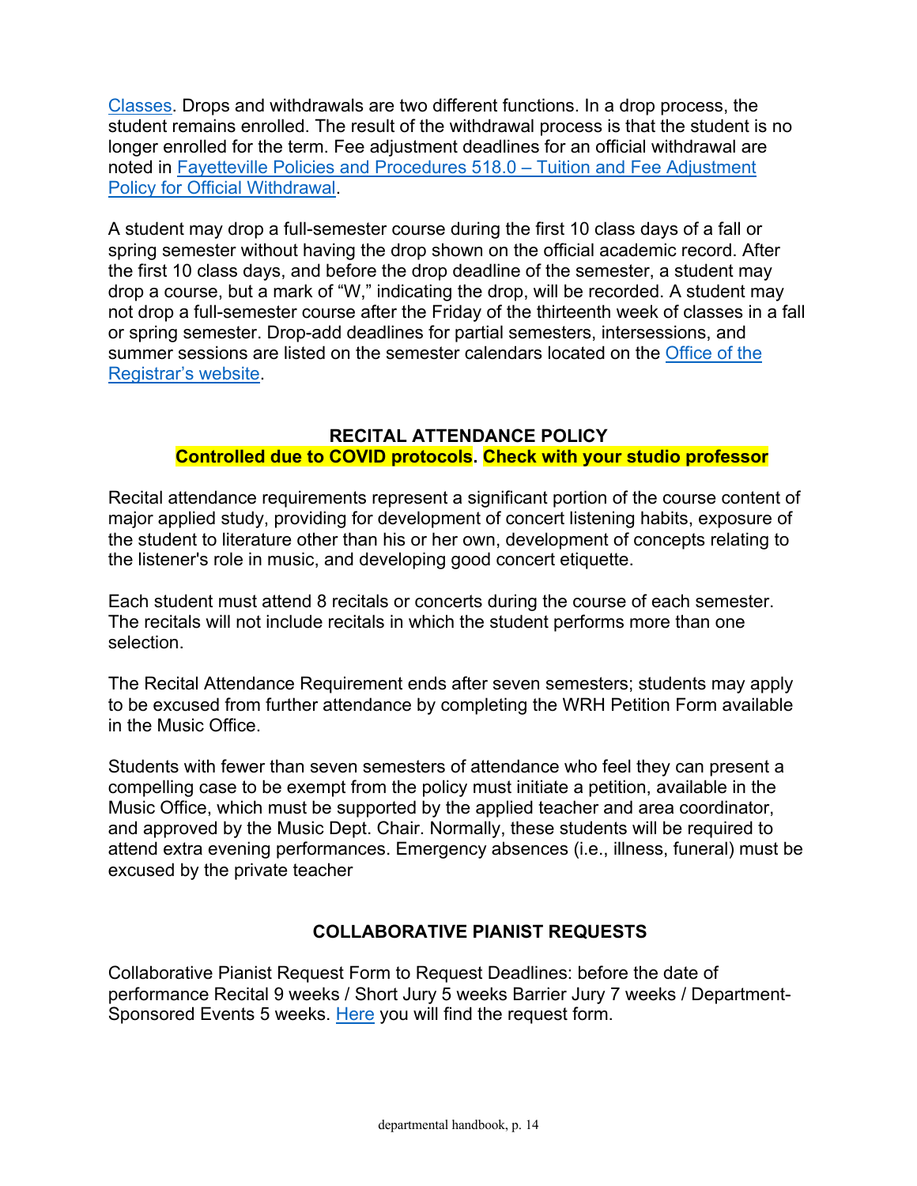Classes. Drops and withdrawals are two different functions. In a drop process, the student remains enrolled. The result of the withdrawal process is that the student is no longer enrolled for the term. Fee adjustment deadlines for an official withdrawal are noted in Fayetteville Policies and Procedures 518.0 – Tuition and Fee Adjustment Policy for Official Withdrawal.

A student may drop a full-semester course during the first 10 class days of a fall or spring semester without having the drop shown on the official academic record. After the first 10 class days, and before the drop deadline of the semester, a student may drop a course, but a mark of "W," indicating the drop, will be recorded. A student may not drop a full-semester course after the Friday of the thirteenth week of classes in a fall or spring semester. Drop-add deadlines for partial semesters, intersessions, and summer sessions are listed on the semester calendars located on the Office of the Registrar's website.

## RECITAL ATTENDANCE POLICY

**Controlled due to COVID protocols. Check with your studio professor**

Recital attendance requirements represent a significant portion of the course content of major applied study, providing for development of concert listening habits, exposure of the student to literature other than his or her own, development of concepts relating to the listener's role in music, and developing good concert etiquette.

Each student must attend 8 recitals or concerts during the course of each semester. The recitals will not include recitals in which the student performs more than one selection.

The Recital Attendance Requirement ends after seven semesters; students may apply to be excused from further attendance by completing the WRH Petition Form available in the Music Office.

Students with fewer than seven semesters of attendance who feel they can present a compelling case to be exempt from the policy must initiate a petition, available in the Music Office, which must be supported by the applied teacher and area coordinator, and approved by the Music Dept. Chair. Normally, these students will be required to attend extra evening performances. Emergency absences (i.e., illness, funeral) must be excused by the private teacher

## COLLABORATIVE PIANIST REQUESTS

Collaborative Pianist Request Form to Request Deadlines: before the date of performance Recital 9 weeks / Short Jury 5 weeks Barrier Jury 7 weeks / Department-Sponsored Events 5 weeks. Here you will find the request form.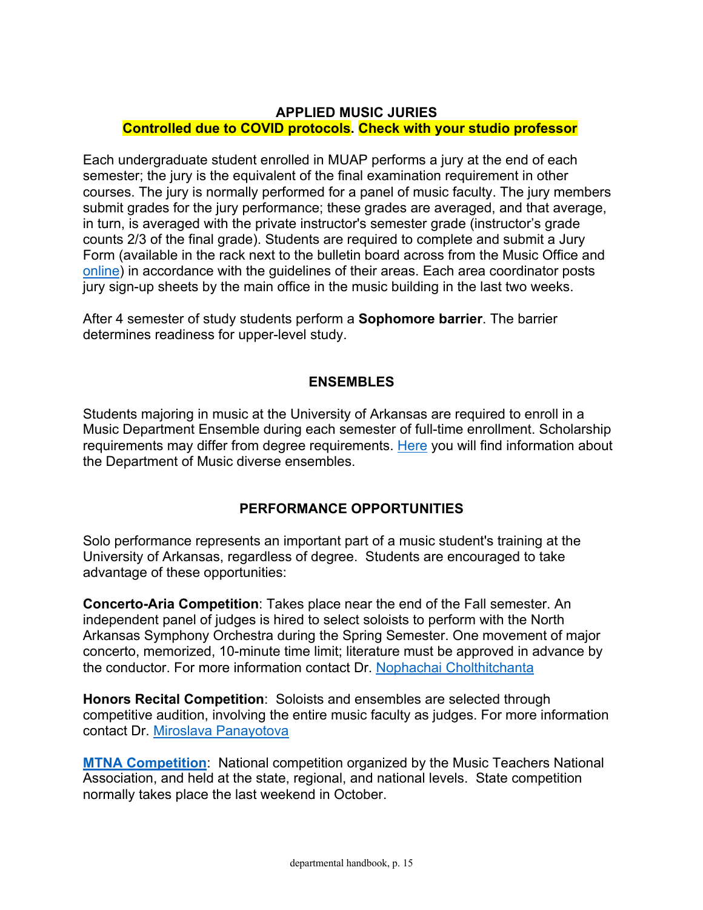## APPLIED MUSIC JURIES

**Controlled due to COVID protocols. Check with your studio professor**

Each undergraduate student enrolled in MUAP performs a jury at the end of each semester; the jury is the equivalent of the final examination requirement in other courses. The jury is normally performed for a panel of music faculty. The jury members submit grades for the jury performance; these grades are averaged, and that average, in turn, is averaged with the private instructor's semester grade (instructor's grade counts 2/3 of the final grade). Students are required to complete and submit a Jury Form (available in the rack next to the bulletin board across from the Music Office and online) in accordance with the guidelines of their areas. Each area coordinator posts jury sign-up sheets by the main office in the music building in the last two weeks.

After 4 semester of study students perform a **Sophomore barrier**. The barrier determines readiness for upper-level study.

## ENSEMBLES

Students majoring in music at the University of Arkansas are required to enroll in a Music Department Ensemble during each semester of full-time enrollment. Scholarship requirements may differ from degree requirements. Here you will find information about the Department of Music diverse ensembles.

## PERFORMANCE OPPORTUNITIES

Solo performance represents an important part of a music student's training at the University of Arkansas, regardless of degree. Students are encouraged to take advantage of these opportunities:

**Concerto-Aria Competition**: Takes place near the end of the Fall semester. An independent panel of judges is hired to select soloists to perform with the North Arkansas Symphony Orchestra during the Spring Semester. One movement of major concerto, memorized, 10-minute time limit; literature must be approved in advance by the conductor. For more information contact Dr. Nophachai Cholthitchanta

**Honors Recital Competition**: Soloists and ensembles are selected through competitive audition, involving the entire music faculty as judges. For more information contact Dr. Miroslava Panayotova

**MTNA Competition**: National competition organized by the Music Teachers National Association, and held at the state, regional, and national levels. State competition normally takes place the last weekend in October.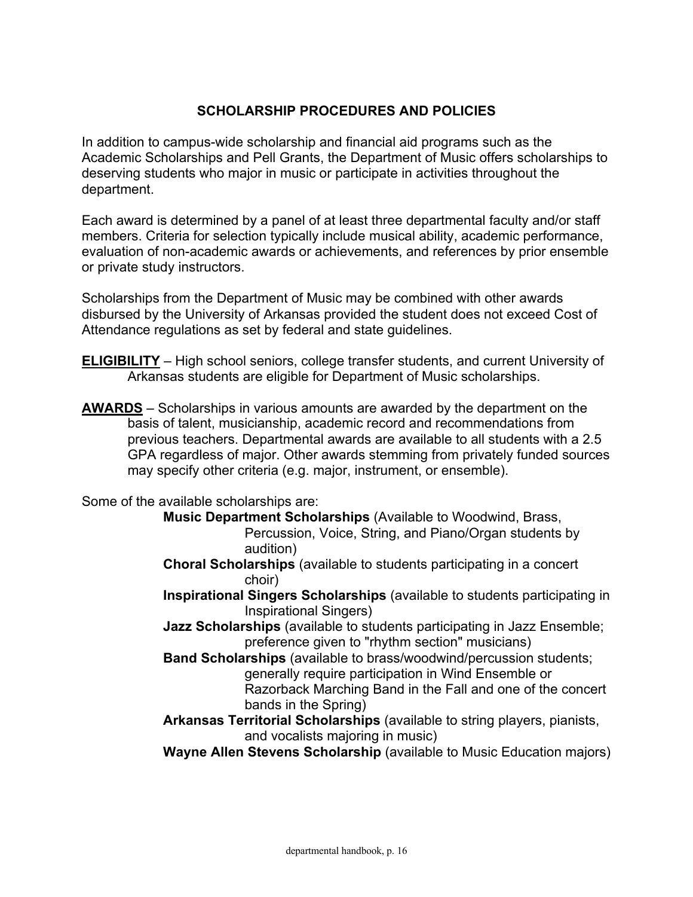## SCHOLARSHIP PROCEDURES AND POLICIES

In addition to campus-wide scholarship and financial aid programs such as the Academic Scholarships and Pell Grants, the Department of Music offers scholarships to deserving students who major in music or participate in activities throughout the department.

Each award is determined by a panel of at least three departmental faculty and/or staff members. Criteria for selection typically include musical ability, academic performance, evaluation of non-academic awards or achievements, and references by prior ensemble or private study instructors.

Scholarships from the Department of Music may be combined with other awards disbursed by the University of Arkansas provided the student does not exceed Cost of Attendance regulations as set by federal and state guidelines.

**ELIGIBILITY** – High school seniors, college transfer students, and current University of Arkansas students are eligible for Department of Music scholarships.

**AWARDS** – Scholarships in various amounts are awarded by the department on the basis of talent, musicianship, academic record and recommendations from previous teachers. Departmental awards are available to all students with a 2.5 GPA regardless of major. Other awards stemming from privately funded sources may specify other criteria (e.g. major, instrument, or ensemble).

Some of the available scholarships are:

- **Music Department Scholarships** (Available to Woodwind, Brass, Percussion, Voice, String, and Piano/Organ students by audition)
- **Choral Scholarships** (available to students participating in a concert choir)
- **Inspirational Singers Scholarships** (available to students participating in Inspirational Singers)
- **Jazz Scholarships** (available to students participating in Jazz Ensemble; preference given to "rhythm section" musicians)
- **Band Scholarships** (available to brass/woodwind/percussion students; generally require participation in Wind Ensemble or Razorback Marching Band in the Fall and one of the concert bands in the Spring)
- **Arkansas Territorial Scholarships** (available to string players, pianists, and vocalists majoring in music)
- **Wayne Allen Stevens Scholarship** (available to Music Education majors)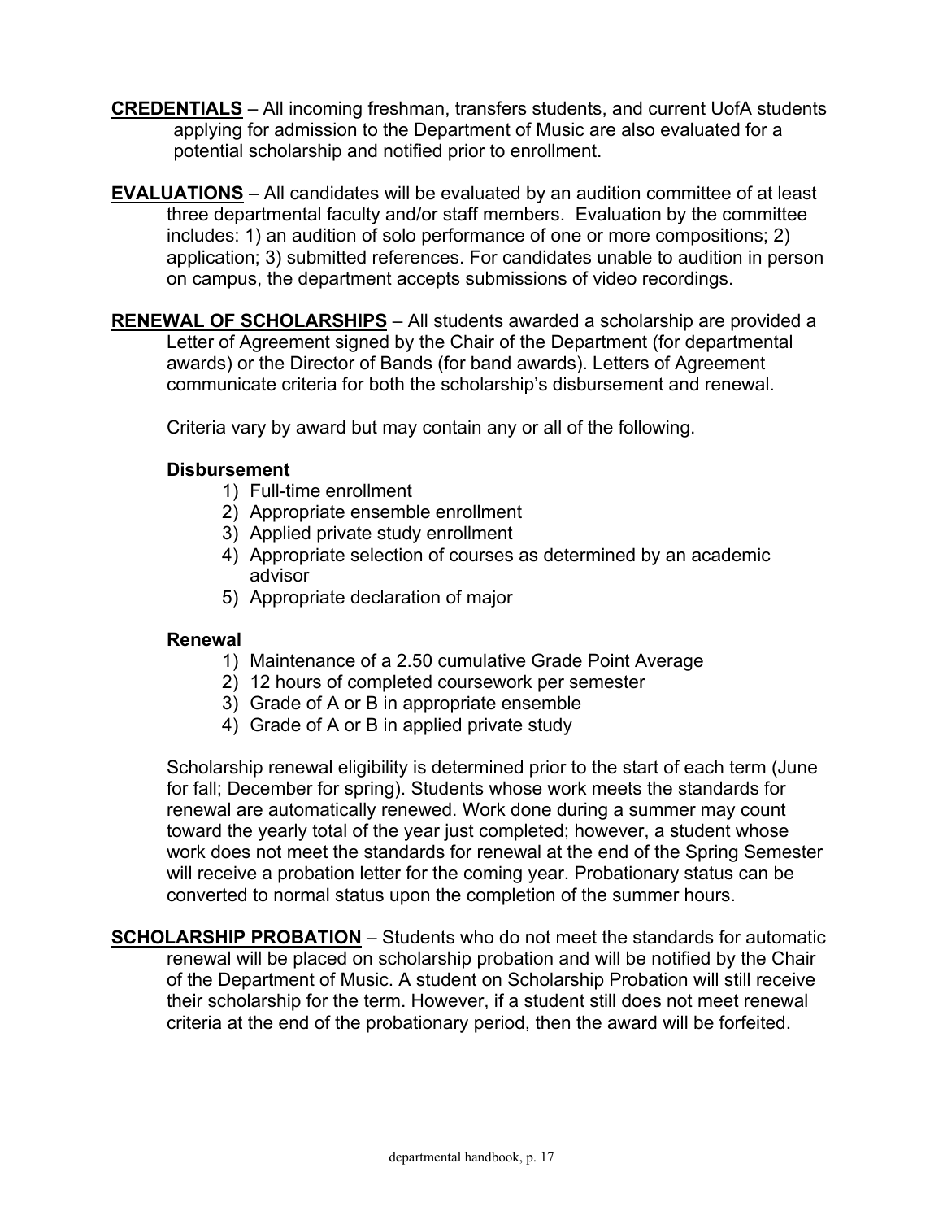**CREDENTIALS** – All incoming freshman, transfers students, and current UofA students applying for admission to the Department of Music are also evaluated for a potential scholarship and notified prior to enrollment.

**EVALUATIONS** – All candidates will be evaluated by an audition committee of at least three departmental faculty and/or staff members. Evaluation by the committee includes: 1) an audition of solo performance of one or more compositions; 2) application; 3) submitted references. For candidates unable to audition in person on campus, the department accepts submissions of video recordings.

**RENEWAL OF SCHOLARSHIPS** – All students awarded a scholarship are provided a Letter of Agreement signed by the Chair of the Department (for departmental awards) or the Director of Bands (for band awards). Letters of Agreement communicate criteria for both the scholarship's disbursement and renewal.

Criteria vary by award but may contain any or all of the following.

**Disbursement**

1) Full-time enrollment
2) Appropriate ensemble enrollment
3) Applied private study enrollment
4) Appropriate selection of courses as determined by an academic advisor
5) Appropriate declaration of major

**Renewal**

1) Maintenance of a 2.50 cumulative Grade Point Average
2) 12 hours of completed coursework per semester
3) Grade of A or B in appropriate ensemble
4) Grade of A or B in applied private study

Scholarship renewal eligibility is determined prior to the start of each term (June for fall; December for spring). Students whose work meets the standards for renewal are automatically renewed. Work done during a summer may count toward the yearly total of the year just completed; however, a student whose work does not meet the standards for renewal at the end of the Spring Semester will receive a probation letter for the coming year. Probationary status can be converted to normal status upon the completion of the summer hours.

**SCHOLARSHIP PROBATION** – Students who do not meet the standards for automatic renewal will be placed on scholarship probation and will be notified by the Chair of the Department of Music. A student on Scholarship Probation will still receive their scholarship for the term. However, if a student still does not meet renewal criteria at the end of the probationary period, then the award will be forfeited.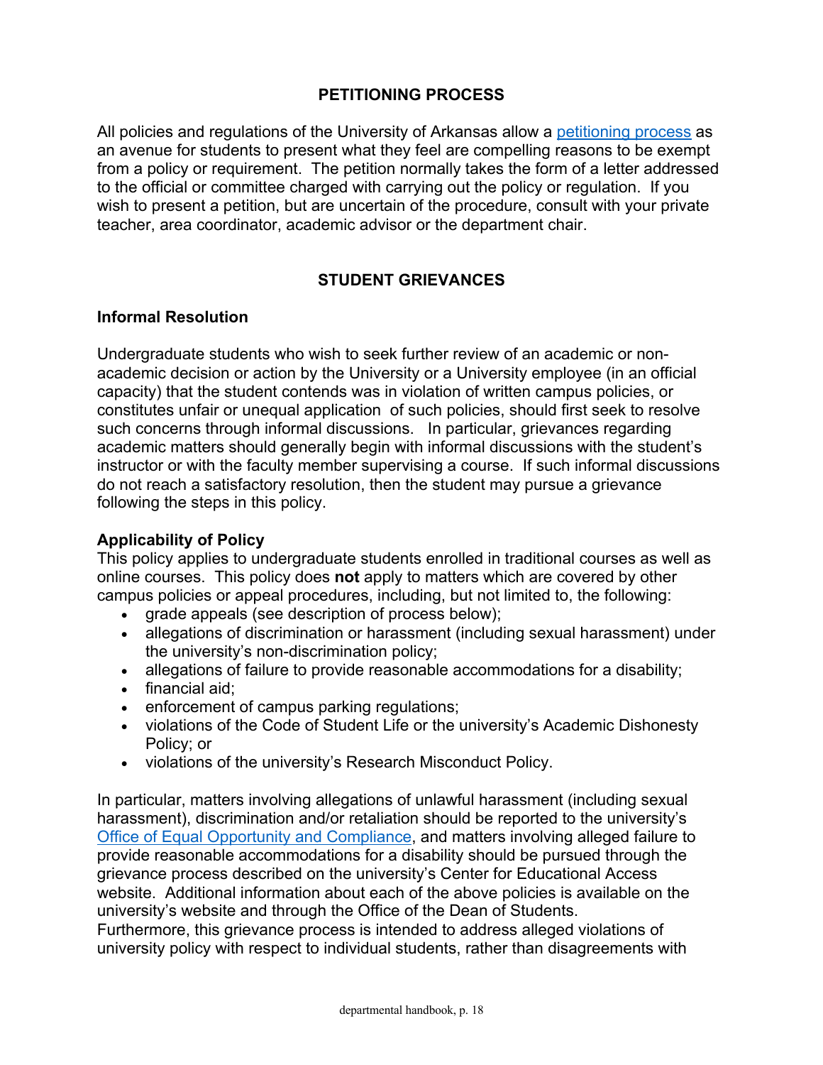## PETITIONING PROCESS

All policies and regulations of the University of Arkansas allow a petitioning process as an avenue for students to present what they feel are compelling reasons to be exempt from a policy or requirement. The petition normally takes the form of a letter addressed to the official or committee charged with carrying out the policy or regulation. If you wish to present a petition, but are uncertain of the procedure, consult with your private teacher, area coordinator, academic advisor or the department chair.

## STUDENT GRIEVANCES

### Informal Resolution

Undergraduate students who wish to seek further review of an academic or non-academic decision or action by the University or a University employee (in an official capacity) that the student contends was in violation of written campus policies, or constitutes unfair or unequal application of such policies, should first seek to resolve such concerns through informal discussions. In particular, grievances regarding academic matters should generally begin with informal discussions with the student's instructor or with the faculty member supervising a course. If such informal discussions do not reach a satisfactory resolution, then the student may pursue a grievance following the steps in this policy.

### Applicability of Policy

This policy applies to undergraduate students enrolled in traditional courses as well as online courses. This policy does **not** apply to matters which are covered by other campus policies or appeal procedures, including, but not limited to, the following:

- grade appeals (see description of process below);
- allegations of discrimination or harassment (including sexual harassment) under the university's non-discrimination policy;
- allegations of failure to provide reasonable accommodations for a disability;
- financial aid;
- enforcement of campus parking regulations;
- violations of the Code of Student Life or the university's Academic Dishonesty Policy; or
- violations of the university's Research Misconduct Policy.

In particular, matters involving allegations of unlawful harassment (including sexual harassment), discrimination and/or retaliation should be reported to the university's Office of Equal Opportunity and Compliance, and matters involving alleged failure to provide reasonable accommodations for a disability should be pursued through the grievance process described on the university's Center for Educational Access website. Additional information about each of the above policies is available on the university's website and through the Office of the Dean of Students.
Furthermore, this grievance process is intended to address alleged violations of university policy with respect to individual students, rather than disagreements with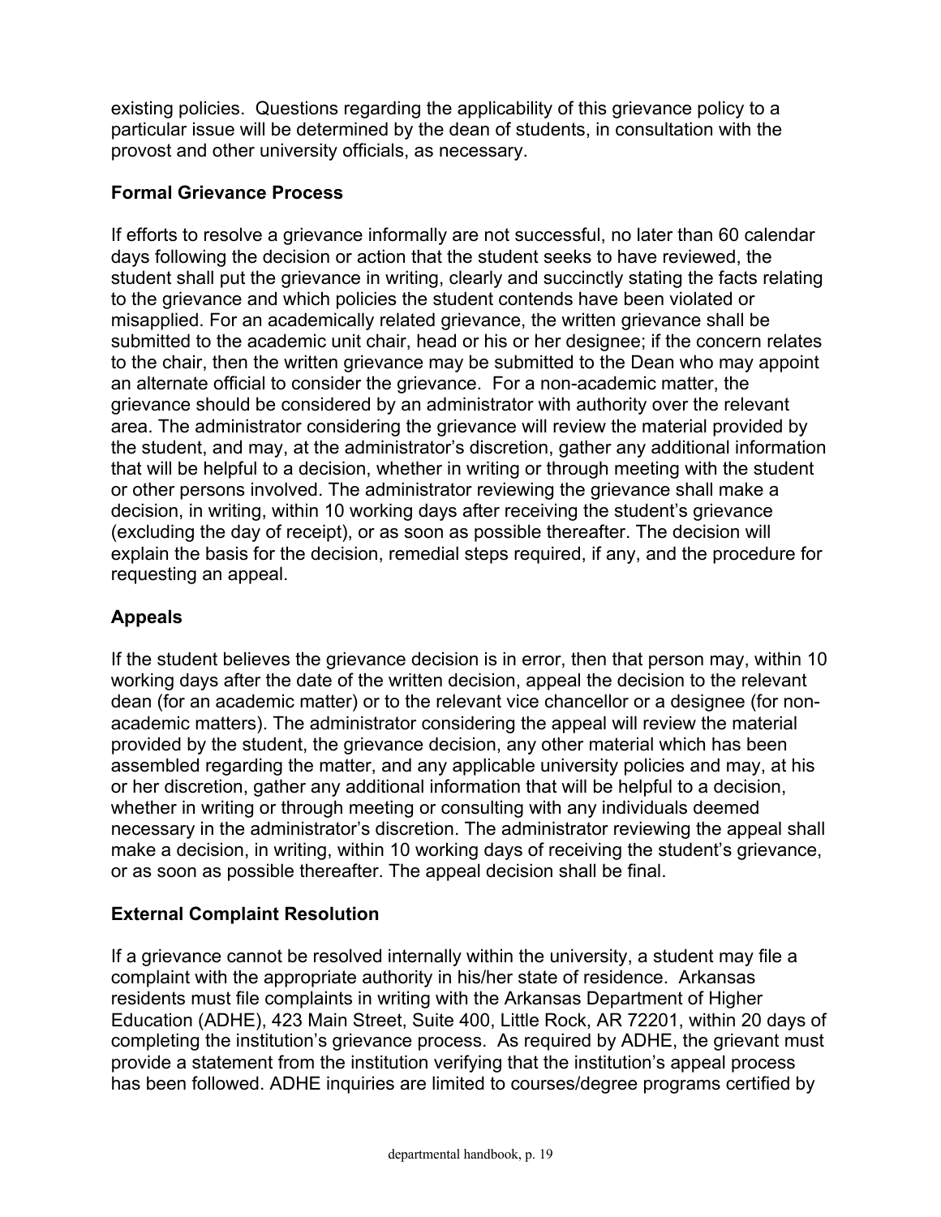existing policies. Questions regarding the applicability of this grievance policy to a particular issue will be determined by the dean of students, in consultation with the provost and other university officials, as necessary.

### Formal Grievance Process

If efforts to resolve a grievance informally are not successful, no later than 60 calendar days following the decision or action that the student seeks to have reviewed, the student shall put the grievance in writing, clearly and succinctly stating the facts relating to the grievance and which policies the student contends have been violated or misapplied. For an academically related grievance, the written grievance shall be submitted to the academic unit chair, head or his or her designee; if the concern relates to the chair, then the written grievance may be submitted to the Dean who may appoint an alternate official to consider the grievance. For a non-academic matter, the grievance should be considered by an administrator with authority over the relevant area. The administrator considering the grievance will review the material provided by the student, and may, at the administrator's discretion, gather any additional information that will be helpful to a decision, whether in writing or through meeting with the student or other persons involved. The administrator reviewing the grievance shall make a decision, in writing, within 10 working days after receiving the student's grievance (excluding the day of receipt), or as soon as possible thereafter. The decision will explain the basis for the decision, remedial steps required, if any, and the procedure for requesting an appeal.

### Appeals

If the student believes the grievance decision is in error, then that person may, within 10 working days after the date of the written decision, appeal the decision to the relevant dean (for an academic matter) or to the relevant vice chancellor or a designee (for non-academic matters). The administrator considering the appeal will review the material provided by the student, the grievance decision, any other material which has been assembled regarding the matter, and any applicable university policies and may, at his or her discretion, gather any additional information that will be helpful to a decision, whether in writing or through meeting or consulting with any individuals deemed necessary in the administrator's discretion. The administrator reviewing the appeal shall make a decision, in writing, within 10 working days of receiving the student's grievance, or as soon as possible thereafter. The appeal decision shall be final.

### External Complaint Resolution

If a grievance cannot be resolved internally within the university, a student may file a complaint with the appropriate authority in his/her state of residence. Arkansas residents must file complaints in writing with the Arkansas Department of Higher Education (ADHE), 423 Main Street, Suite 400, Little Rock, AR 72201, within 20 days of completing the institution's grievance process. As required by ADHE, the grievant must provide a statement from the institution verifying that the institution's appeal process has been followed. ADHE inquiries are limited to courses/degree programs certified by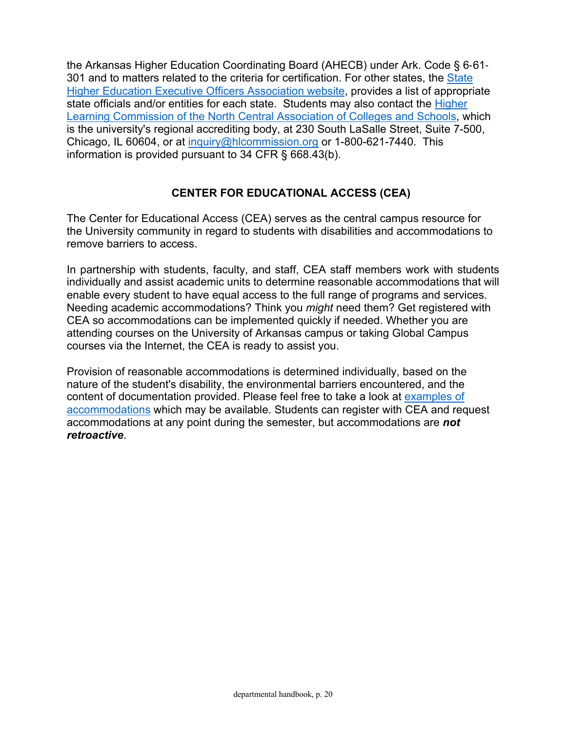the Arkansas Higher Education Coordinating Board (AHECB) under Ark. Code § 6-61-301 and to matters related to the criteria for certification. For other states, the State Higher Education Executive Officers Association website, provides a list of appropriate state officials and/or entities for each state. Students may also contact the Higher Learning Commission of the North Central Association of Colleges and Schools, which is the university's regional accrediting body, at 230 South LaSalle Street, Suite 7-500, Chicago, IL 60604, or at inquiry@hlcommission.org or 1-800-621-7440. This information is provided pursuant to 34 CFR § 668.43(b).

## CENTER FOR EDUCATIONAL ACCESS (CEA)

The Center for Educational Access (CEA) serves as the central campus resource for the University community in regard to students with disabilities and accommodations to remove barriers to access.

In partnership with students, faculty, and staff, CEA staff members work with students individually and assist academic units to determine reasonable accommodations that will enable every student to have equal access to the full range of programs and services. Needing academic accommodations? Think you *might* need them? Get registered with CEA so accommodations can be implemented quickly if needed. Whether you are attending courses on the University of Arkansas campus or taking Global Campus courses via the Internet, the CEA is ready to assist you.

Provision of reasonable accommodations is determined individually, based on the nature of the student's disability, the environmental barriers encountered, and the content of documentation provided. Please feel free to take a look at examples of accommodations which may be available. Students can register with CEA and request accommodations at any point during the semester, but accommodations are ***not retroactive***.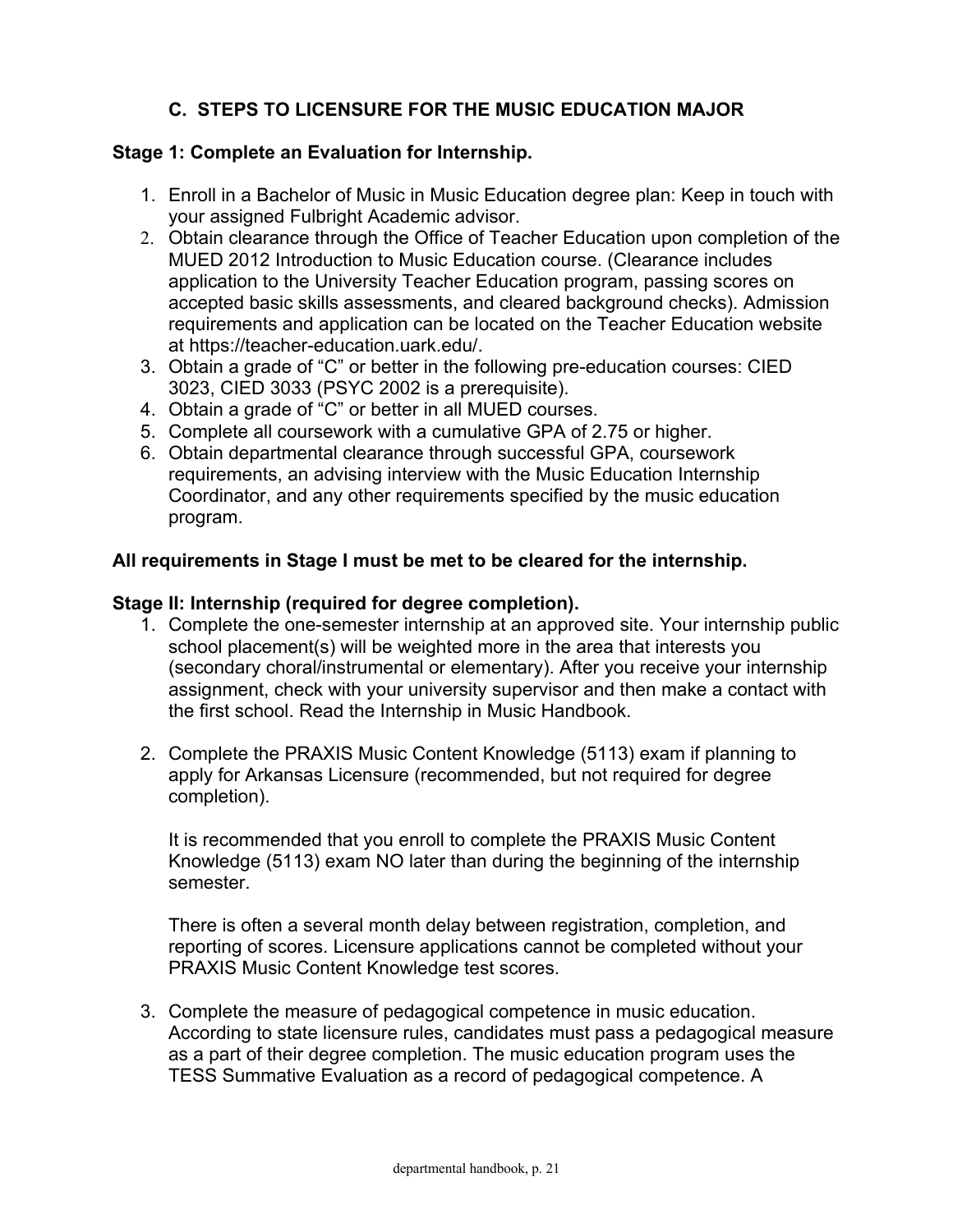## C. STEPS TO LICENSURE FOR THE MUSIC EDUCATION MAJOR

**Stage 1: Complete an Evaluation for Internship.**

1. Enroll in a Bachelor of Music in Music Education degree plan: Keep in touch with your assigned Fulbright Academic advisor.
2. Obtain clearance through the Office of Teacher Education upon completion of the MUED 2012 Introduction to Music Education course. (Clearance includes application to the University Teacher Education program, passing scores on accepted basic skills assessments, and cleared background checks). Admission requirements and application can be located on the Teacher Education website at https://teacher-education.uark.edu/.
3. Obtain a grade of "C" or better in the following pre-education courses: CIED 3023, CIED 3033 (PSYC 2002 is a prerequisite).
4. Obtain a grade of "C" or better in all MUED courses.
5. Complete all coursework with a cumulative GPA of 2.75 or higher.
6. Obtain departmental clearance through successful GPA, coursework requirements, an advising interview with the Music Education Internship Coordinator, and any other requirements specified by the music education program.

**All requirements in Stage I must be met to be cleared for the internship.**

**Stage II: Internship (required for degree completion).**

1. Complete the one-semester internship at an approved site. Your internship public school placement(s) will be weighted more in the area that interests you (secondary choral/instrumental or elementary). After you receive your internship assignment, check with your university supervisor and then make a contact with the first school. Read the Internship in Music Handbook.

2. Complete the PRAXIS Music Content Knowledge (5113) exam if planning to apply for Arkansas Licensure (recommended, but not required for degree completion).

   It is recommended that you enroll to complete the PRAXIS Music Content Knowledge (5113) exam NO later than during the beginning of the internship semester.

   There is often a several month delay between registration, completion, and reporting of scores. Licensure applications cannot be completed without your PRAXIS Music Content Knowledge test scores.

3. Complete the measure of pedagogical competence in music education. According to state licensure rules, candidates must pass a pedagogical measure as a part of their degree completion. The music education program uses the TESS Summative Evaluation as a record of pedagogical competence. A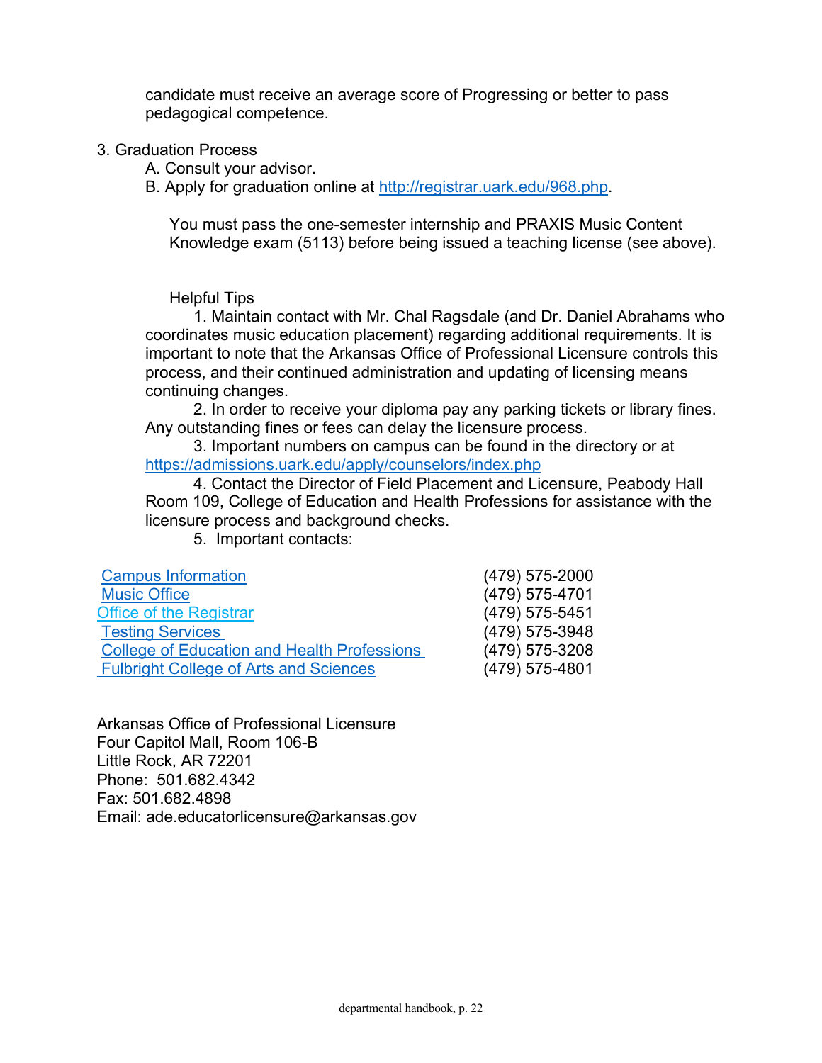candidate must receive an average score of Progressing or better to pass pedagogical competence.

3. Graduation Process
   A. Consult your advisor.
   B. Apply for graduation online at http://registrar.uark.edu/968.php.

   You must pass the one-semester internship and PRAXIS Music Content Knowledge exam (5113) before being issued a teaching license (see above).

   Helpful Tips

   1. Maintain contact with Mr. Chal Ragsdale (and Dr. Daniel Abrahams who coordinates music education placement) regarding additional requirements. It is important to note that the Arkansas Office of Professional Licensure controls this process, and their continued administration and updating of licensing means continuing changes.

   2. In order to receive your diploma pay any parking tickets or library fines. Any outstanding fines or fees can delay the licensure process.

   3. Important numbers on campus can be found in the directory or at https://admissions.uark.edu/apply/counselors/index.php

   4. Contact the Director of Field Placement and Licensure, Peabody Hall Room 109, College of Education and Health Professions for assistance with the licensure process and background checks.

   5. Important contacts:

| | |
|---|---|
| Campus Information | (479) 575-2000 |
| Music Office | (479) 575-4701 |
| Office of the Registrar | (479) 575-5451 |
| Testing Services | (479) 575-3948 |
| College of Education and Health Professions | (479) 575-3208 |
| Fulbright College of Arts and Sciences | (479) 575-4801 |

Arkansas Office of Professional Licensure
Four Capitol Mall, Room 106-B
Little Rock, AR 72201
Phone: 501.682.4342
Fax: 501.682.4898
Email: ade.educatorlicensure@arkansas.gov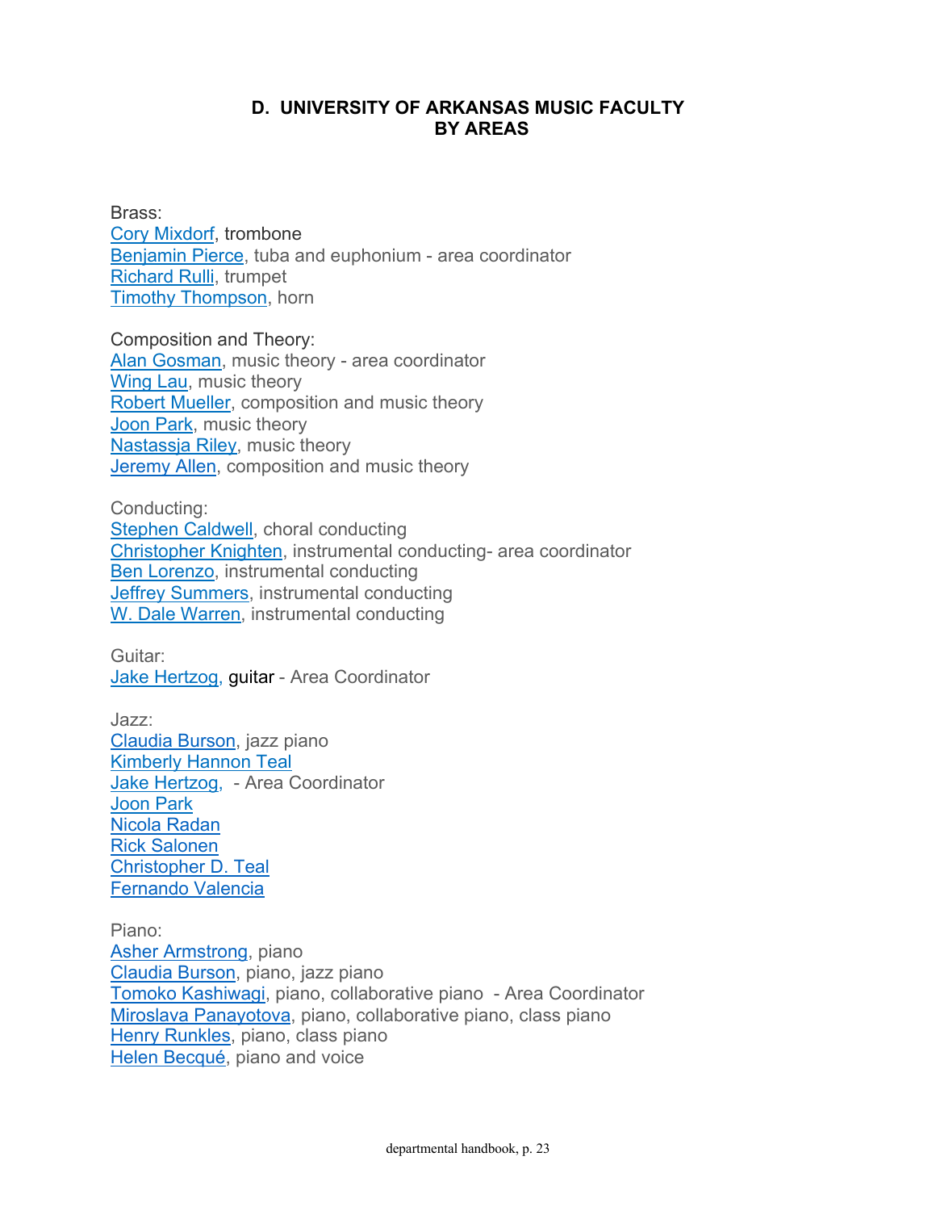## D. UNIVERSITY OF ARKANSAS MUSIC FACULTY BY AREAS

Brass:
Cory Mixdorf, trombone
Benjamin Pierce, tuba and euphonium - area coordinator
Richard Rulli, trumpet
Timothy Thompson, horn

Composition and Theory:
Alan Gosman, music theory - area coordinator
Wing Lau, music theory
Robert Mueller, composition and music theory
Joon Park, music theory
Nastassja Riley, music theory
Jeremy Allen, composition and music theory

Conducting:
Stephen Caldwell, choral conducting
Christopher Knighten, instrumental conducting- area coordinator
Ben Lorenzo, instrumental conducting
Jeffrey Summers, instrumental conducting
W. Dale Warren, instrumental conducting

Guitar:
Jake Hertzog, guitar - Area Coordinator

Jazz:
Claudia Burson, jazz piano
Kimberly Hannon Teal
Jake Hertzog, - Area Coordinator
Joon Park
Nicola Radan
Rick Salonen
Christopher D. Teal
Fernando Valencia

Piano:
Asher Armstrong, piano
Claudia Burson, piano, jazz piano
Tomoko Kashiwagi, piano, collaborative piano - Area Coordinator
Miroslava Panayotova, piano, collaborative piano, class piano
Henry Runkles, piano, class piano
Helen Becqué, piano and voice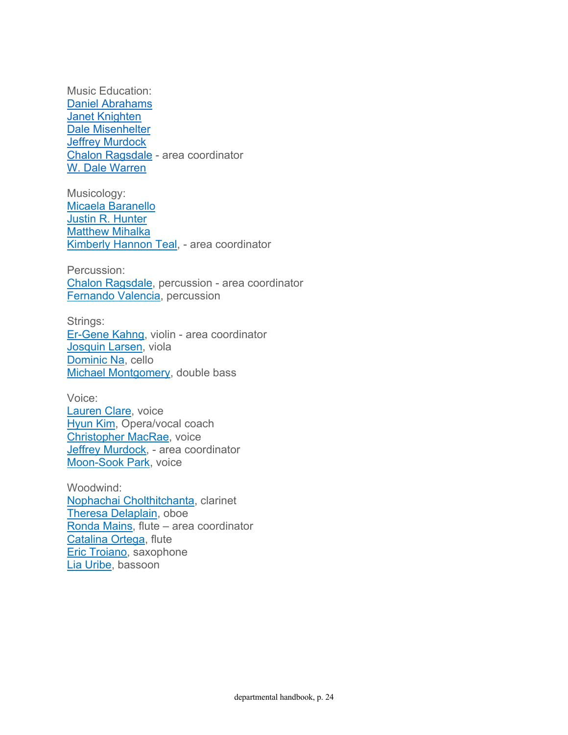Music Education:
Daniel Abrahams
Janet Knighten
Dale Misenhelter
Jeffrey Murdock
Chalon Ragsdale - area coordinator
W. Dale Warren

Musicology:
Micaela Baranello
Justin R. Hunter
Matthew Mihalka
Kimberly Hannon Teal, - area coordinator

Percussion:
Chalon Ragsdale, percussion - area coordinator
Fernando Valencia, percussion

Strings:
Er-Gene Kahng, violin - area coordinator
Josquin Larsen, viola
Dominic Na, cello
Michael Montgomery, double bass

Voice:
Lauren Clare, voice
Hyun Kim, Opera/vocal coach
Christopher MacRae, voice
Jeffrey Murdock, - area coordinator
Moon-Sook Park, voice

Woodwind:
Nophachai Cholthitchanta, clarinet
Theresa Delaplain, oboe
Ronda Mains, flute – area coordinator
Catalina Ortega, flute
Eric Troiano, saxophone
Lia Uribe, bassoon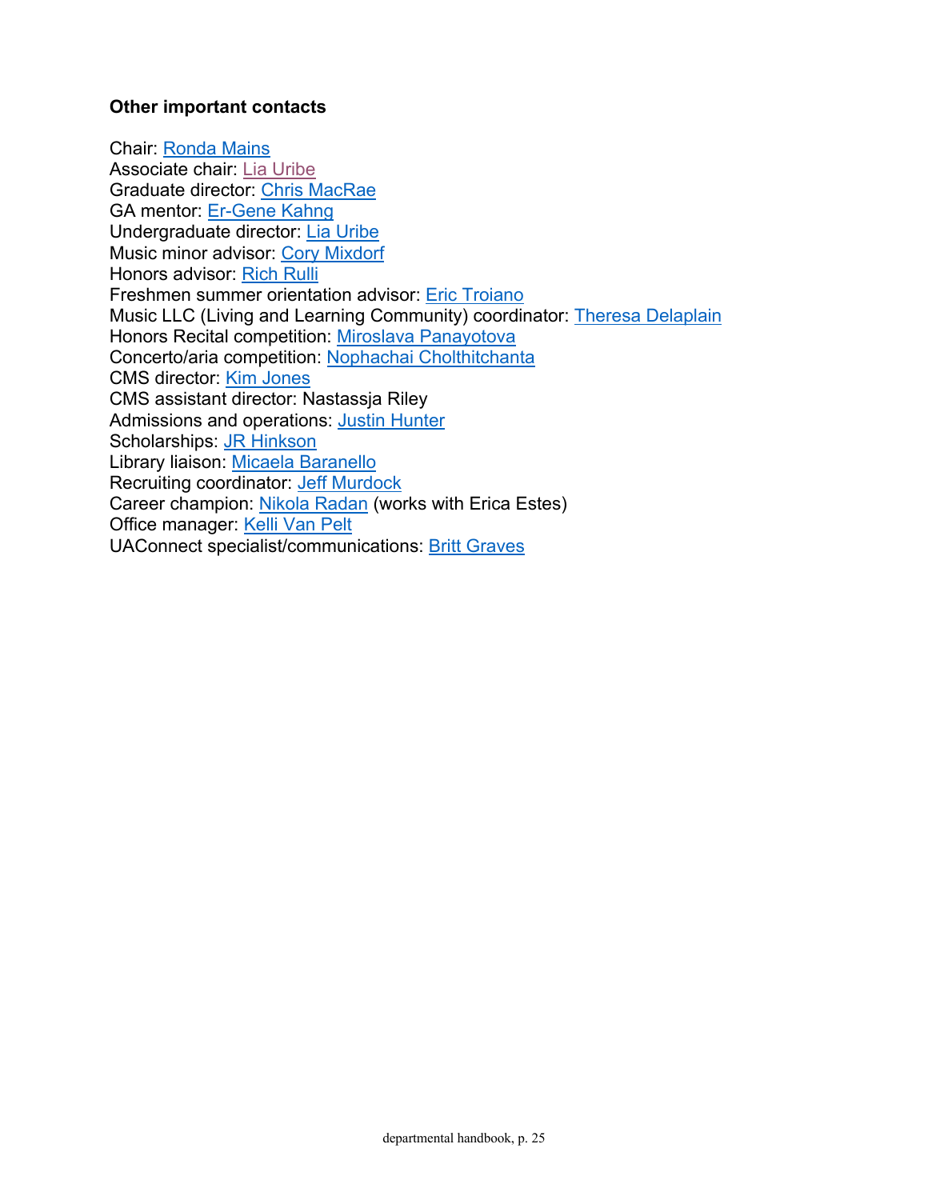### Other important contacts

Chair: Ronda Mains
Associate chair: Lia Uribe
Graduate director: Chris MacRae
GA mentor: Er-Gene Kahng
Undergraduate director: Lia Uribe
Music minor advisor: Cory Mixdorf
Honors advisor: Rich Rulli
Freshmen summer orientation advisor: Eric Troiano
Music LLC (Living and Learning Community) coordinator: Theresa Delaplain
Honors Recital competition: Miroslava Panayotova
Concerto/aria competition: Nophachai Cholthitchanta
CMS director: Kim Jones
CMS assistant director: Nastassja Riley
Admissions and operations: Justin Hunter
Scholarships: JR Hinkson
Library liaison: Micaela Baranello
Recruiting coordinator: Jeff Murdock
Career champion: Nikola Radan (works with Erica Estes)
Office manager: Kelli Van Pelt
UAConnect specialist/communications: Britt Graves